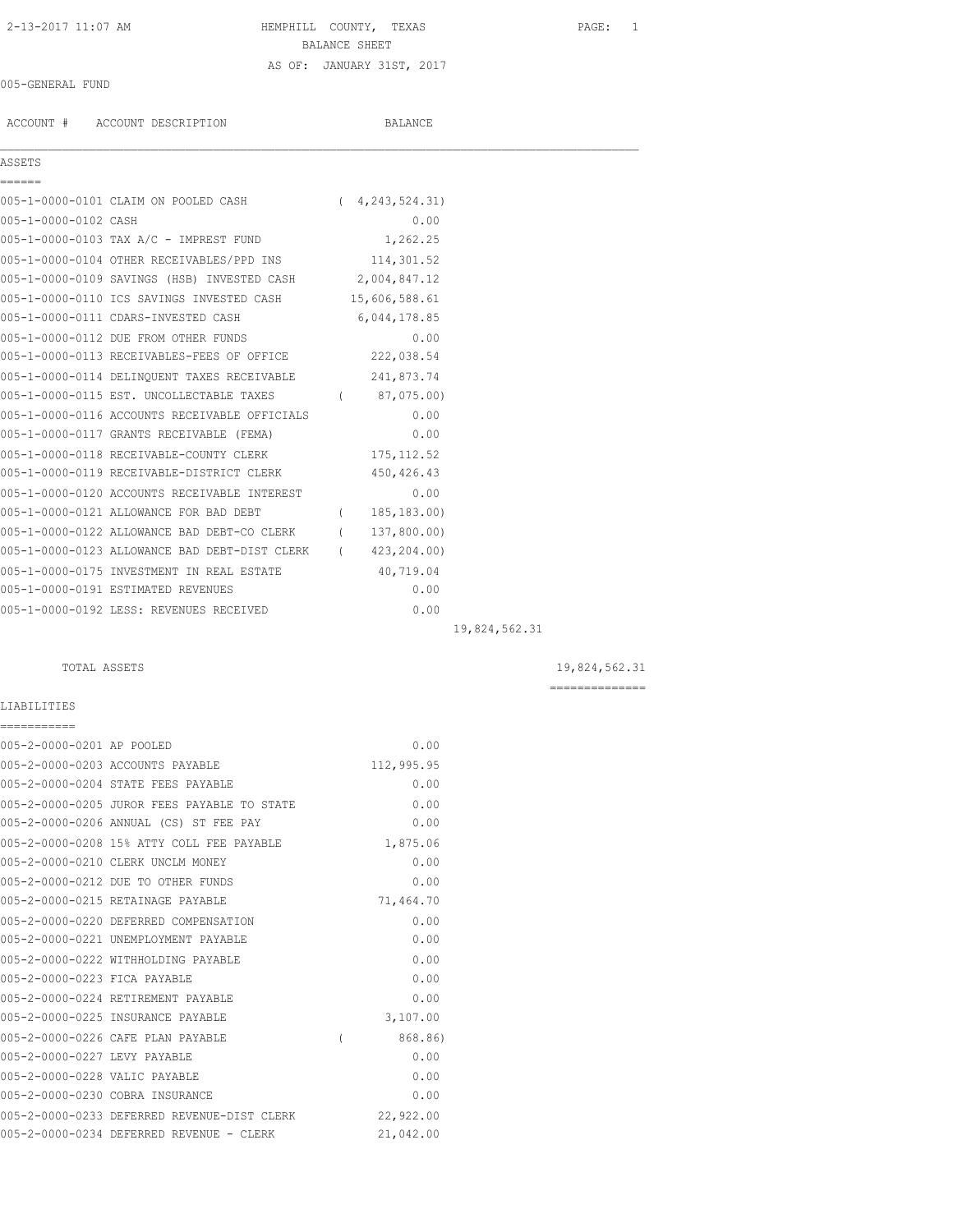# HEMPHILL COUNTY, TEXAS

## BALANCE SHEET

AS OF: JANUARY 31ST, 2017

2-13-2017 11:07 AM

005-GENERAL FUND

| ACCOUNT # | ACCOUNT DESCRIPTION | BALANCE | | |
|---|---|---|---|---|
| **ASSETS** | | | | |
| 005-1-0000-0101 | CLAIM ON POOLED CASH | ( 4,243,524.31) | | |
| 005-1-0000-0102 | CASH | 0.00 | | |
| 005-1-0000-0103 | TAX A/C - IMPREST FUND | 1,262.25 | | |
| 005-1-0000-0104 | OTHER RECEIVABLES/PPD INS | 114,301.52 | | |
| 005-1-0000-0109 | SAVINGS (HSB) INVESTED CASH | 2,004,847.12 | | |
| 005-1-0000-0110 | ICS SAVINGS INVESTED CASH | 15,606,588.61 | | |
| 005-1-0000-0111 | CDARS-INVESTED CASH | 6,044,178.85 | | |
| 005-1-0000-0112 | DUE FROM OTHER FUNDS | 0.00 | | |
| 005-1-0000-0113 | RECEIVABLES-FEES OF OFFICE | 222,038.54 | | |
| 005-1-0000-0114 | DELINQUENT TAXES RECEIVABLE | 241,873.74 | | |
| 005-1-0000-0115 | EST. UNCOLLECTABLE TAXES | ( 87,075.00) | | |
| 005-1-0000-0116 | ACCOUNTS RECEIVABLE OFFICIALS | 0.00 | | |
| 005-1-0000-0117 | GRANTS RECEIVABLE (FEMA) | 0.00 | | |
| 005-1-0000-0118 | RECEIVABLE-COUNTY CLERK | 175,112.52 | | |
| 005-1-0000-0119 | RECEIVABLE-DISTRICT CLERK | 450,426.43 | | |
| 005-1-0000-0120 | ACCOUNTS RECEIVABLE INTEREST | 0.00 | | |
| 005-1-0000-0121 | ALLOWANCE FOR BAD DEBT | ( 185,183.00) | | |
| 005-1-0000-0122 | ALLOWANCE BAD DEBT-CO CLERK | ( 137,800.00) | | |
| 005-1-0000-0123 | ALLOWANCE BAD DEBT-DIST CLERK | ( 423,204.00) | | |
| 005-1-0000-0175 | INVESTMENT IN REAL ESTATE | 40,719.04 | | |
| 005-1-0000-0191 | ESTIMATED REVENUES | 0.00 | | |
| 005-1-0000-0192 | LESS: REVENUES RECEIVED | 0.00 | | |
| | | | 19,824,562.31 | |
| | TOTAL ASSETS | | | 19,824,562.31 |
| **LIABILITIES** | | | | |
| 005-2-0000-0201 | AP POOLED | 0.00 | | |
| 005-2-0000-0203 | ACCOUNTS PAYABLE | 112,995.95 | | |
| 005-2-0000-0204 | STATE FEES PAYABLE | 0.00 | | |
| 005-2-0000-0205 | JUROR FEES PAYABLE TO STATE | 0.00 | | |
| 005-2-0000-0206 | ANNUAL (CS) ST FEE PAY | 0.00 | | |
| 005-2-0000-0208 | 15% ATTY COLL FEE PAYABLE | 1,875.06 | | |
| 005-2-0000-0210 | CLERK UNCLM MONEY | 0.00 | | |
| 005-2-0000-0212 | DUE TO OTHER FUNDS | 0.00 | | |
| 005-2-0000-0215 | RETAINAGE PAYABLE | 71,464.70 | | |
| 005-2-0000-0220 | DEFERRED COMPENSATION | 0.00 | | |
| 005-2-0000-0221 | UNEMPLOYMENT PAYABLE | 0.00 | | |
| 005-2-0000-0222 | WITHHOLDING PAYABLE | 0.00 | | |
| 005-2-0000-0223 | FICA PAYABLE | 0.00 | | |
| 005-2-0000-0224 | RETIREMENT PAYABLE | 0.00 | | |
| 005-2-0000-0225 | INSURANCE PAYABLE | 3,107.00 | | |
| 005-2-0000-0226 | CAFE PLAN PAYABLE | ( 868.86) | | |
| 005-2-0000-0227 | LEVY PAYABLE | 0.00 | | |
| 005-2-0000-0228 | VALIC PAYABLE | 0.00 | | |
| 005-2-0000-0230 | COBRA INSURANCE | 0.00 | | |
| 005-2-0000-0233 | DEFERRED REVENUE-DIST CLERK | 22,922.00 | | |
| 005-2-0000-0234 | DEFERRED REVENUE - CLERK | 21,042.00 | | |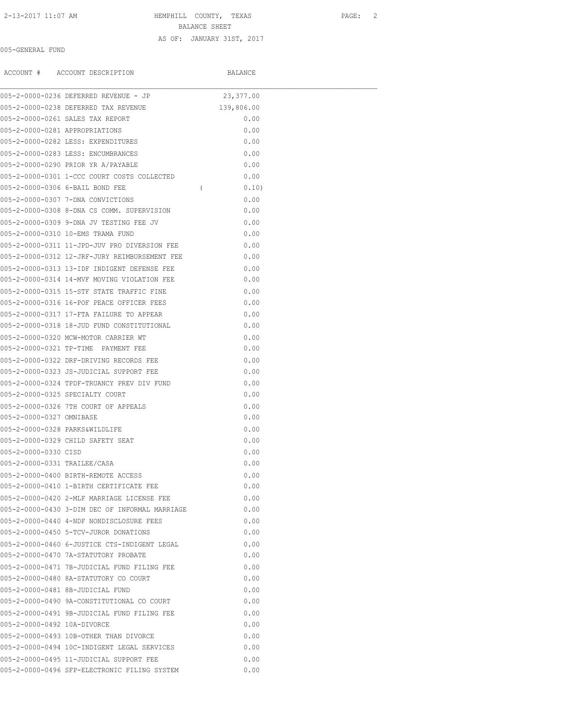HEMPHILL COUNTY, TEXAS

BALANCE SHEET

AS OF: JANUARY 31ST, 2017

005-GENERAL FUND

| ACCOUNT # | ACCOUNT DESCRIPTION | BALANCE |
|---|---|---|
| 005-2-0000-0236 | DEFERRED REVENUE - JP | 23,377.00 |
| 005-2-0000-0238 | DEFERRED TAX REVENUE | 139,806.00 |
| 005-2-0000-0261 | SALES TAX REPORT | 0.00 |
| 005-2-0000-0281 | APPROPRIATIONS | 0.00 |
| 005-2-0000-0282 | LESS: EXPENDITURES | 0.00 |
| 005-2-0000-0283 | LESS: ENCUMBRANCES | 0.00 |
| 005-2-0000-0290 | PRIOR YR A/PAYABLE | 0.00 |
| 005-2-0000-0301 | 1-CCC COURT COSTS COLLECTED | 0.00 |
| 005-2-0000-0306 | 6-BAIL BOND FEE | ( 0.10) |
| 005-2-0000-0307 | 7-DNA CONVICTIONS | 0.00 |
| 005-2-0000-0308 | 8-DNA CS COMM. SUPERVISION | 0.00 |
| 005-2-0000-0309 | 9-DNA JV TESTING FEE JV | 0.00 |
| 005-2-0000-0310 | 10-EMS TRAMA FUND | 0.00 |
| 005-2-0000-0311 | 11-JPD-JUV PRO DIVERSION FEE | 0.00 |
| 005-2-0000-0312 | 12-JRF-JURY REIMBURSEMENT FEE | 0.00 |
| 005-2-0000-0313 | 13-IDF INDIGENT DEFENSE FEE | 0.00 |
| 005-2-0000-0314 | 14-MVF MOVING VIOLATION FEE | 0.00 |
| 005-2-0000-0315 | 15-STF STATE TRAFFIC FINE | 0.00 |
| 005-2-0000-0316 | 16-POF PEACE OFFICER FEES | 0.00 |
| 005-2-0000-0317 | 17-FTA FAILURE TO APPEAR | 0.00 |
| 005-2-0000-0318 | 18-JUD FUND CONSTITUTIONAL | 0.00 |
| 005-2-0000-0320 | MCW-MOTOR CARRIER WT | 0.00 |
| 005-2-0000-0321 | TP-TIME PAYMENT FEE | 0.00 |
| 005-2-0000-0322 | DRF-DRIVING RECORDS FEE | 0.00 |
| 005-2-0000-0323 | JS-JUDICIAL SUPPORT FEE | 0.00 |
| 005-2-0000-0324 | TPDF-TRUANCY PREV DIV FUND | 0.00 |
| 005-2-0000-0325 | SPECIALTY COURT | 0.00 |
| 005-2-0000-0326 | 7TH COURT OF APPEALS | 0.00 |
| 005-2-0000-0327 | OMNIBASE | 0.00 |
| 005-2-0000-0328 | PARKS&WILDLIFE | 0.00 |
| 005-2-0000-0329 | CHILD SAFETY SEAT | 0.00 |
| 005-2-0000-0330 | CISD | 0.00 |
| 005-2-0000-0331 | TRAILEE/CASA | 0.00 |
| 005-2-0000-0400 | BIRTH-REMOTE ACCESS | 0.00 |
| 005-2-0000-0410 | 1-BIRTH CERTIFICATE FEE | 0.00 |
| 005-2-0000-0420 | 2-MLF MARRIAGE LICENSE FEE | 0.00 |
| 005-2-0000-0430 | 3-DIM DEC OF INFORMAL MARRIAGE | 0.00 |
| 005-2-0000-0440 | 4-NDF NONDISCLOSURE FEES | 0.00 |
| 005-2-0000-0450 | 5-TCV-JUROR DONATIONS | 0.00 |
| 005-2-0000-0460 | 6-JUSTICE CTS-INDIGENT LEGAL | 0.00 |
| 005-2-0000-0470 | 7A-STATUTORY PROBATE | 0.00 |
| 005-2-0000-0471 | 7B-JUDICIAL FUND FILING FEE | 0.00 |
| 005-2-0000-0480 | 8A-STATUTORY CO COURT | 0.00 |
| 005-2-0000-0481 | 8B-JUDICIAL FUND | 0.00 |
| 005-2-0000-0490 | 9A-CONSTITUTIONAL CO COURT | 0.00 |
| 005-2-0000-0491 | 9B-JUDICIAL FUND FILING FEE | 0.00 |
| 005-2-0000-0492 | 10A-DIVORCE | 0.00 |
| 005-2-0000-0493 | 10B-OTHER THAN DIVORCE | 0.00 |
| 005-2-0000-0494 | 10C-INDIGENT LEGAL SERVICES | 0.00 |
| 005-2-0000-0495 | 11-JUDICIAL SUPPORT FEE | 0.00 |
| 005-2-0000-0496 | SFP-ELECTRONIC FILING SYSTEM | 0.00 |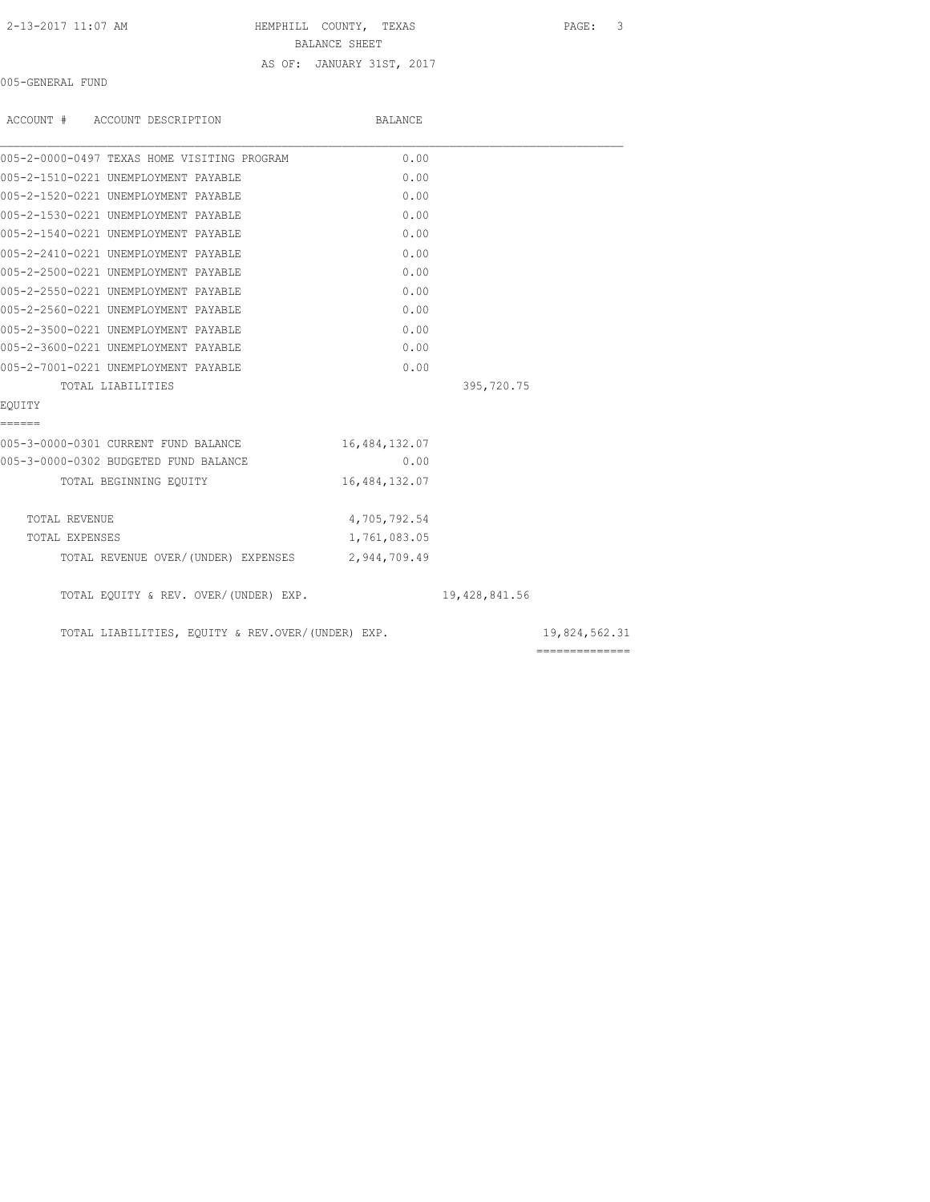005-GENERAL FUND

| ACCOUNT # ACCOUNT DESCRIPTION | BALANCE | | |
|---|---|---|---|
| 005-2-0000-0497 TEXAS HOME VISITING PROGRAM | 0.00 | | |
| 005-2-1510-0221 UNEMPLOYMENT PAYABLE | 0.00 | | |
| 005-2-1520-0221 UNEMPLOYMENT PAYABLE | 0.00 | | |
| 005-2-1530-0221 UNEMPLOYMENT PAYABLE | 0.00 | | |
| 005-2-1540-0221 UNEMPLOYMENT PAYABLE | 0.00 | | |
| 005-2-2410-0221 UNEMPLOYMENT PAYABLE | 0.00 | | |
| 005-2-2500-0221 UNEMPLOYMENT PAYABLE | 0.00 | | |
| 005-2-2550-0221 UNEMPLOYMENT PAYABLE | 0.00 | | |
| 005-2-2560-0221 UNEMPLOYMENT PAYABLE | 0.00 | | |
| 005-2-3500-0221 UNEMPLOYMENT PAYABLE | 0.00 | | |
| 005-2-3600-0221 UNEMPLOYMENT PAYABLE | 0.00 | | |
| 005-2-7001-0221 UNEMPLOYMENT PAYABLE | 0.00 | | |
| TOTAL LIABILITIES | | 395,720.75 | |
| **EQUITY** | | | |
| 005-3-0000-0301 CURRENT FUND BALANCE | 16,484,132.07 | | |
| 005-3-0000-0302 BUDGETED FUND BALANCE | 0.00 | | |
| TOTAL BEGINNING EQUITY | 16,484,132.07 | | |
| TOTAL REVENUE | 4,705,792.54 | | |
| TOTAL EXPENSES | 1,761,083.05 | | |
| TOTAL REVENUE OVER/(UNDER) EXPENSES | 2,944,709.49 | | |
| TOTAL EQUITY & REV. OVER/(UNDER) EXP. | | 19,428,841.56 | |
| TOTAL LIABILITIES, EQUITY & REV.OVER/(UNDER) EXP. | | | 19,824,562.31 |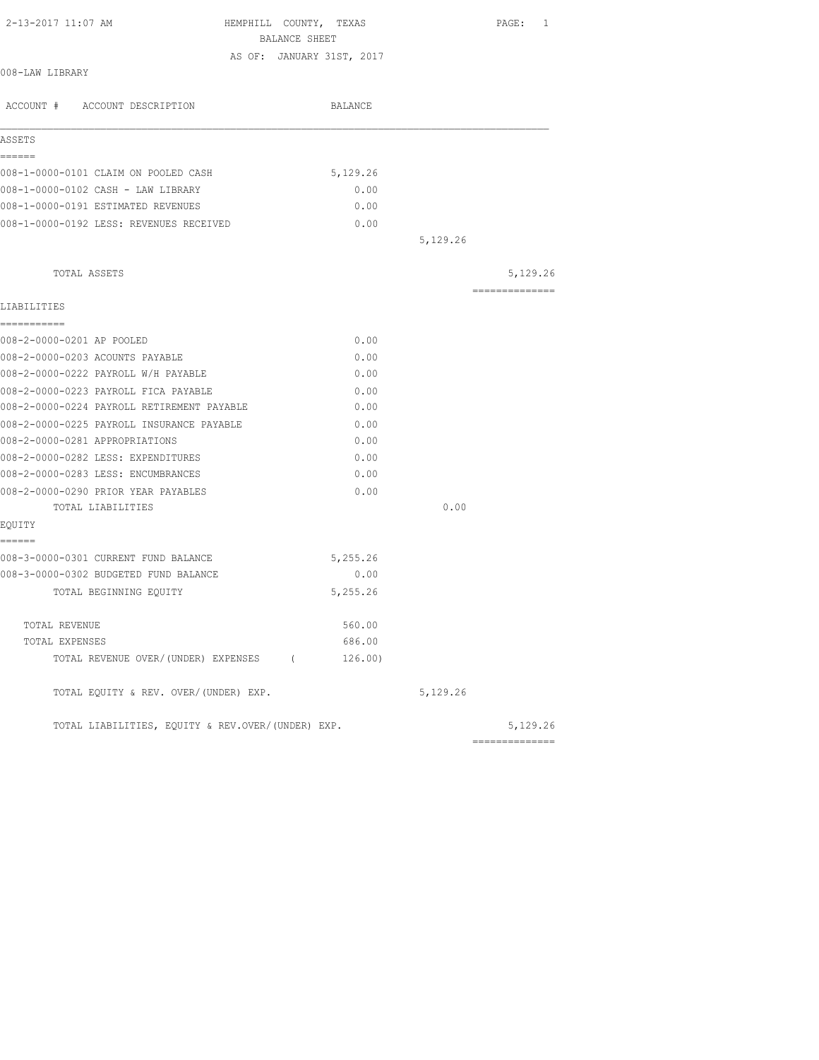2-13-2017 11:07 AM

# HEMPHILL COUNTY, TEXAS
## BALANCE SHEET
AS OF: JANUARY 31ST, 2017

008-LAW LIBRARY

| ACCOUNT # ACCOUNT DESCRIPTION | BALANCE | | |
|---|---|---|---|
| **ASSETS** | | | |
| 008-1-0000-0101 CLAIM ON POOLED CASH | 5,129.26 | | |
| 008-1-0000-0102 CASH - LAW LIBRARY | 0.00 | | |
| 008-1-0000-0191 ESTIMATED REVENUES | 0.00 | | |
| 008-1-0000-0192 LESS: REVENUES RECEIVED | 0.00 | | |
| | | 5,129.26 | |
| TOTAL ASSETS | | | 5,129.26 |
| **LIABILITIES** | | | |
| 008-2-0000-0201 AP POOLED | 0.00 | | |
| 008-2-0000-0203 ACOUNTS PAYABLE | 0.00 | | |
| 008-2-0000-0222 PAYROLL W/H PAYABLE | 0.00 | | |
| 008-2-0000-0223 PAYROLL FICA PAYABLE | 0.00 | | |
| 008-2-0000-0224 PAYROLL RETIREMENT PAYABLE | 0.00 | | |
| 008-2-0000-0225 PAYROLL INSURANCE PAYABLE | 0.00 | | |
| 008-2-0000-0281 APPROPRIATIONS | 0.00 | | |
| 008-2-0000-0282 LESS: EXPENDITURES | 0.00 | | |
| 008-2-0000-0283 LESS: ENCUMBRANCES | 0.00 | | |
| 008-2-0000-0290 PRIOR YEAR PAYABLES | 0.00 | | |
| TOTAL LIABILITIES | | 0.00 | |
| **EQUITY** | | | |
| 008-3-0000-0301 CURRENT FUND BALANCE | 5,255.26 | | |
| 008-3-0000-0302 BUDGETED FUND BALANCE | 0.00 | | |
| TOTAL BEGINNING EQUITY | 5,255.26 | | |
| TOTAL REVENUE | 560.00 | | |
| TOTAL EXPENSES | 686.00 | | |
| TOTAL REVENUE OVER/(UNDER) EXPENSES | ( 126.00) | | |
| TOTAL EQUITY & REV. OVER/(UNDER) EXP. | | 5,129.26 | |
| TOTAL LIABILITIES, EQUITY & REV.OVER/(UNDER) EXP. | | | 5,129.26 |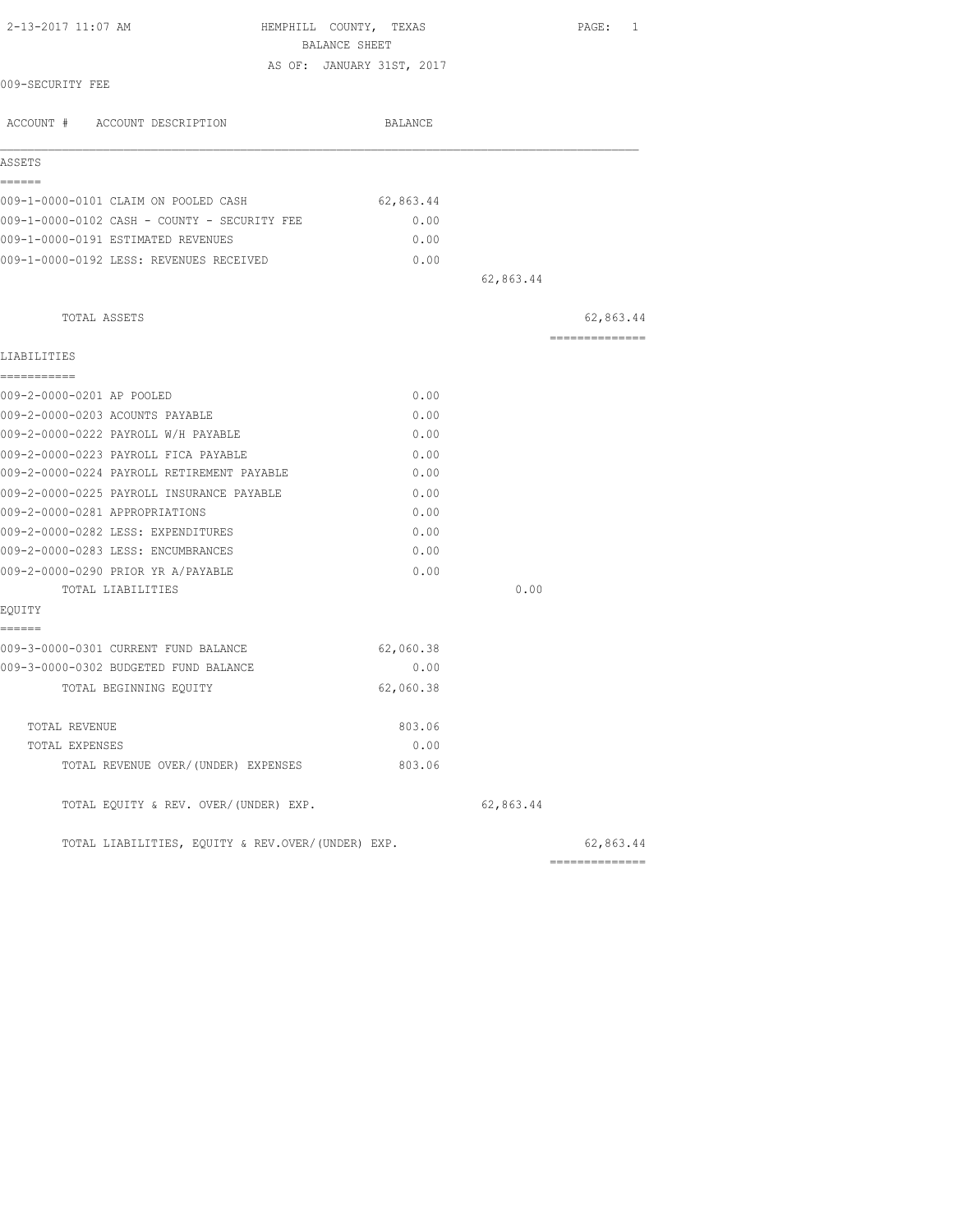HEMPHILL COUNTY, TEXAS
BALANCE SHEET
AS OF: JANUARY 31ST, 2017

2-13-2017 11:07 AM

009-SECURITY FEE

| ACCOUNT # ACCOUNT DESCRIPTION | BALANCE | | |
|---|---|---|---|
| **ASSETS** | | | |
| 009-1-0000-0101 CLAIM ON POOLED CASH | 62,863.44 | | |
| 009-1-0000-0102 CASH - COUNTY - SECURITY FEE | 0.00 | | |
| 009-1-0000-0191 ESTIMATED REVENUES | 0.00 | | |
| 009-1-0000-0192 LESS: REVENUES RECEIVED | 0.00 | | |
| | | 62,863.44 | |
| TOTAL ASSETS | | | 62,863.44 |
| **LIABILITIES** | | | |
| 009-2-0000-0201 AP POOLED | 0.00 | | |
| 009-2-0000-0203 ACOUNTS PAYABLE | 0.00 | | |
| 009-2-0000-0222 PAYROLL W/H PAYABLE | 0.00 | | |
| 009-2-0000-0223 PAYROLL FICA PAYABLE | 0.00 | | |
| 009-2-0000-0224 PAYROLL RETIREMENT PAYABLE | 0.00 | | |
| 009-2-0000-0225 PAYROLL INSURANCE PAYABLE | 0.00 | | |
| 009-2-0000-0281 APPROPRIATIONS | 0.00 | | |
| 009-2-0000-0282 LESS: EXPENDITURES | 0.00 | | |
| 009-2-0000-0283 LESS: ENCUMBRANCES | 0.00 | | |
| 009-2-0000-0290 PRIOR YR A/PAYABLE | 0.00 | | |
| TOTAL LIABILITIES | | 0.00 | |
| **EQUITY** | | | |
| 009-3-0000-0301 CURRENT FUND BALANCE | 62,060.38 | | |
| 009-3-0000-0302 BUDGETED FUND BALANCE | 0.00 | | |
| TOTAL BEGINNING EQUITY | 62,060.38 | | |
| TOTAL REVENUE | 803.06 | | |
| TOTAL EXPENSES | 0.00 | | |
| TOTAL REVENUE OVER/(UNDER) EXPENSES | 803.06 | | |
| TOTAL EQUITY & REV. OVER/(UNDER) EXP. | | 62,863.44 | |
| TOTAL LIABILITIES, EQUITY & REV.OVER/(UNDER) EXP. | | | 62,863.44 |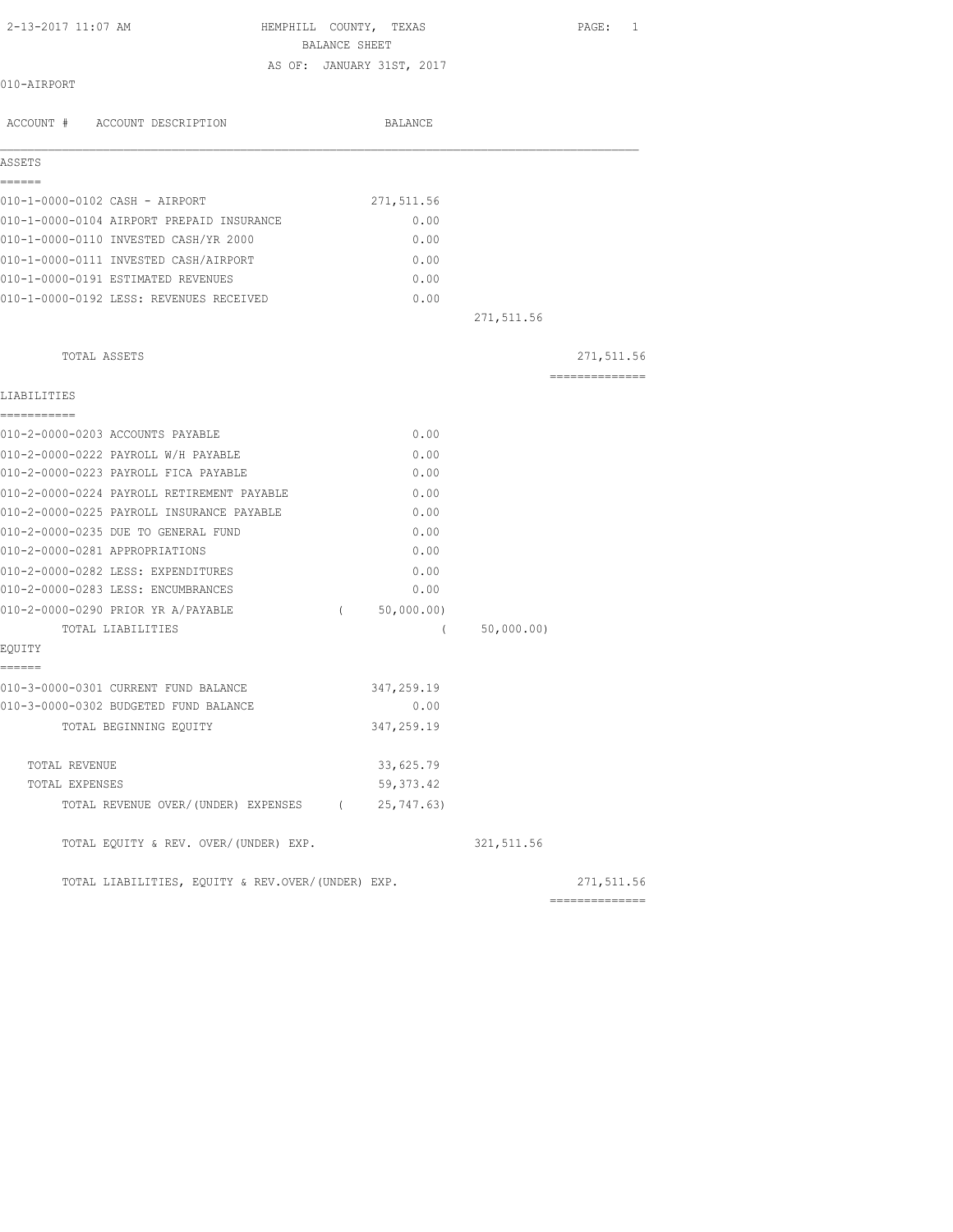HEMPHILL COUNTY, TEXAS

BALANCE SHEET

AS OF: JANUARY 31ST, 2017

010-AIRPORT

| ACCOUNT # ACCOUNT DESCRIPTION | BALANCE | | |
|---|---|---|---|
| **ASSETS** | | | |
| 010-1-0000-0102 CASH - AIRPORT | 271,511.56 | | |
| 010-1-0000-0104 AIRPORT PREPAID INSURANCE | 0.00 | | |
| 010-1-0000-0110 INVESTED CASH/YR 2000 | 0.00 | | |
| 010-1-0000-0111 INVESTED CASH/AIRPORT | 0.00 | | |
| 010-1-0000-0191 ESTIMATED REVENUES | 0.00 | | |
| 010-1-0000-0192 LESS: REVENUES RECEIVED | 0.00 | | |
| | | 271,511.56 | |
| TOTAL ASSETS | | | 271,511.56 |
| **LIABILITIES** | | | |
| 010-2-0000-0203 ACCOUNTS PAYABLE | 0.00 | | |
| 010-2-0000-0222 PAYROLL W/H PAYABLE | 0.00 | | |
| 010-2-0000-0223 PAYROLL FICA PAYABLE | 0.00 | | |
| 010-2-0000-0224 PAYROLL RETIREMENT PAYABLE | 0.00 | | |
| 010-2-0000-0225 PAYROLL INSURANCE PAYABLE | 0.00 | | |
| 010-2-0000-0235 DUE TO GENERAL FUND | 0.00 | | |
| 010-2-0000-0281 APPROPRIATIONS | 0.00 | | |
| 010-2-0000-0282 LESS: EXPENDITURES | 0.00 | | |
| 010-2-0000-0283 LESS: ENCUMBRANCES | 0.00 | | |
| 010-2-0000-0290 PRIOR YR A/PAYABLE | ( 50,000.00) | | |
| TOTAL LIABILITIES | | ( 50,000.00) | |
| **EQUITY** | | | |
| 010-3-0000-0301 CURRENT FUND BALANCE | 347,259.19 | | |
| 010-3-0000-0302 BUDGETED FUND BALANCE | 0.00 | | |
| TOTAL BEGINNING EQUITY | 347,259.19 | | |
| TOTAL REVENUE | 33,625.79 | | |
| TOTAL EXPENSES | 59,373.42 | | |
| TOTAL REVENUE OVER/(UNDER) EXPENSES | ( 25,747.63) | | |
| TOTAL EQUITY & REV. OVER/(UNDER) EXP. | | 321,511.56 | |
| TOTAL LIABILITIES, EQUITY & REV.OVER/(UNDER) EXP. | | | 271,511.56 |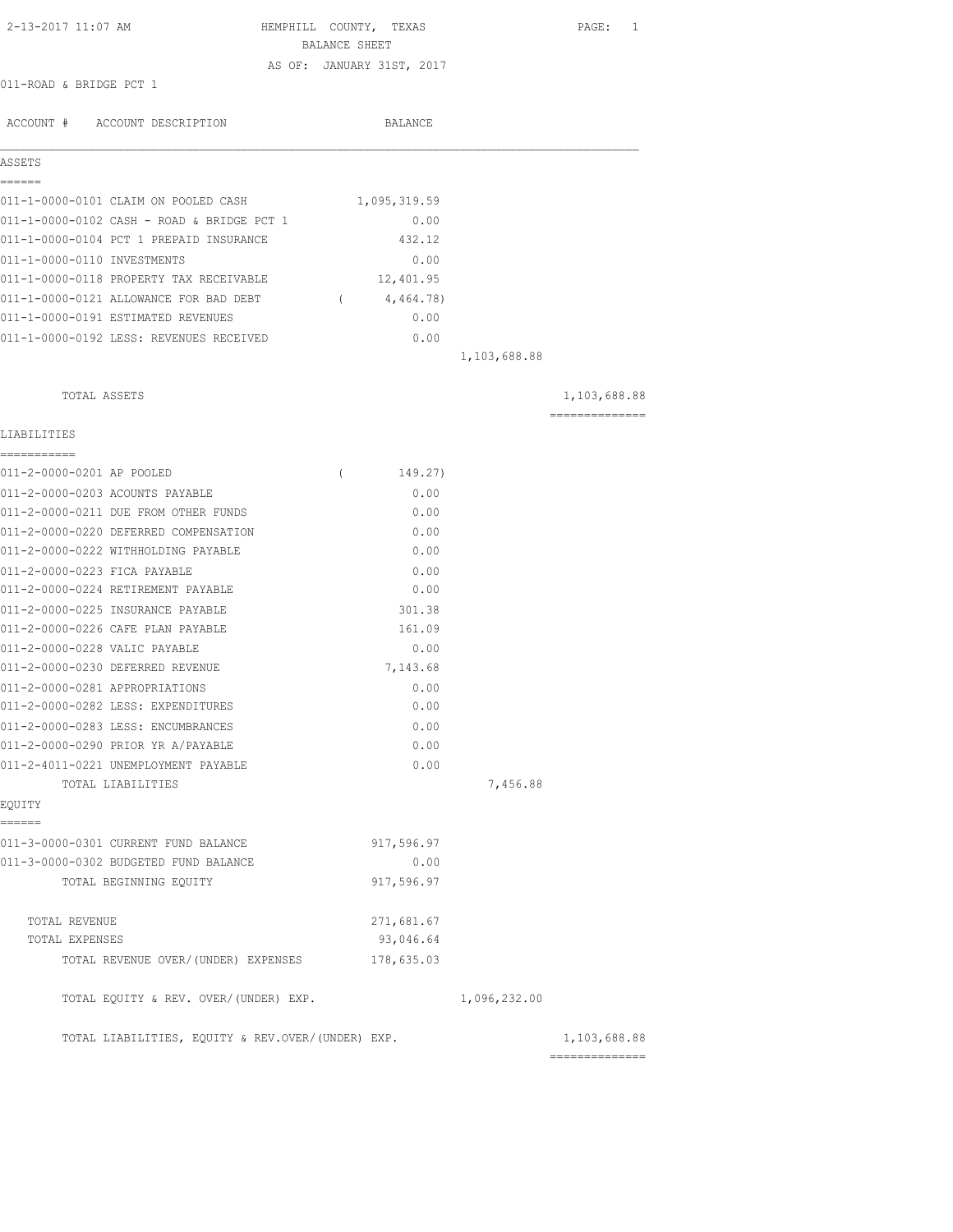2-13-2017 11:07 AM

# HEMPHILL COUNTY, TEXAS

## BALANCE SHEET

AS OF: JANUARY 31ST, 2017

011-ROAD & BRIDGE PCT 1

| ACCOUNT # | ACCOUNT DESCRIPTION | BALANCE | | |
|---|---|---|---|---|
| **ASSETS** | | | | |
| 011-1-0000-0101 | CLAIM ON POOLED CASH | 1,095,319.59 | | |
| 011-1-0000-0102 | CASH - ROAD & BRIDGE PCT 1 | 0.00 | | |
| 011-1-0000-0104 | PCT 1 PREPAID INSURANCE | 432.12 | | |
| 011-1-0000-0110 | INVESTMENTS | 0.00 | | |
| 011-1-0000-0118 | PROPERTY TAX RECEIVABLE | 12,401.95 | | |
| 011-1-0000-0121 | ALLOWANCE FOR BAD DEBT | ( 4,464.78) | | |
| 011-1-0000-0191 | ESTIMATED REVENUES | 0.00 | | |
| 011-1-0000-0192 | LESS: REVENUES RECEIVED | 0.00 | | |
| | | | 1,103,688.88 | |
| | TOTAL ASSETS | | | 1,103,688.88 |
| **LIABILITIES** | | | | |
| 011-2-0000-0201 | AP POOLED | ( 149.27) | | |
| 011-2-0000-0203 | ACOUNTS PAYABLE | 0.00 | | |
| 011-2-0000-0211 | DUE FROM OTHER FUNDS | 0.00 | | |
| 011-2-0000-0220 | DEFERRED COMPENSATION | 0.00 | | |
| 011-2-0000-0222 | WITHHOLDING PAYABLE | 0.00 | | |
| 011-2-0000-0223 | FICA PAYABLE | 0.00 | | |
| 011-2-0000-0224 | RETIREMENT PAYABLE | 0.00 | | |
| 011-2-0000-0225 | INSURANCE PAYABLE | 301.38 | | |
| 011-2-0000-0226 | CAFE PLAN PAYABLE | 161.09 | | |
| 011-2-0000-0228 | VALIC PAYABLE | 0.00 | | |
| 011-2-0000-0230 | DEFERRED REVENUE | 7,143.68 | | |
| 011-2-0000-0281 | APPROPRIATIONS | 0.00 | | |
| 011-2-0000-0282 | LESS: EXPENDITURES | 0.00 | | |
| 011-2-0000-0283 | LESS: ENCUMBRANCES | 0.00 | | |
| 011-2-0000-0290 | PRIOR YR A/PAYABLE | 0.00 | | |
| 011-2-4011-0221 | UNEMPLOYMENT PAYABLE | 0.00 | | |
| | TOTAL LIABILITIES | | 7,456.88 | |
| **EQUITY** | | | | |
| 011-3-0000-0301 | CURRENT FUND BALANCE | 917,596.97 | | |
| 011-3-0000-0302 | BUDGETED FUND BALANCE | 0.00 | | |
| | TOTAL BEGINNING EQUITY | 917,596.97 | | |
| | TOTAL REVENUE | 271,681.67 | | |
| | TOTAL EXPENSES | 93,046.64 | | |
| | TOTAL REVENUE OVER/(UNDER) EXPENSES | 178,635.03 | | |
| | TOTAL EQUITY & REV. OVER/(UNDER) EXP. | | 1,096,232.00 | |
| | TOTAL LIABILITIES, EQUITY & REV.OVER/(UNDER) EXP. | | | 1,103,688.88 |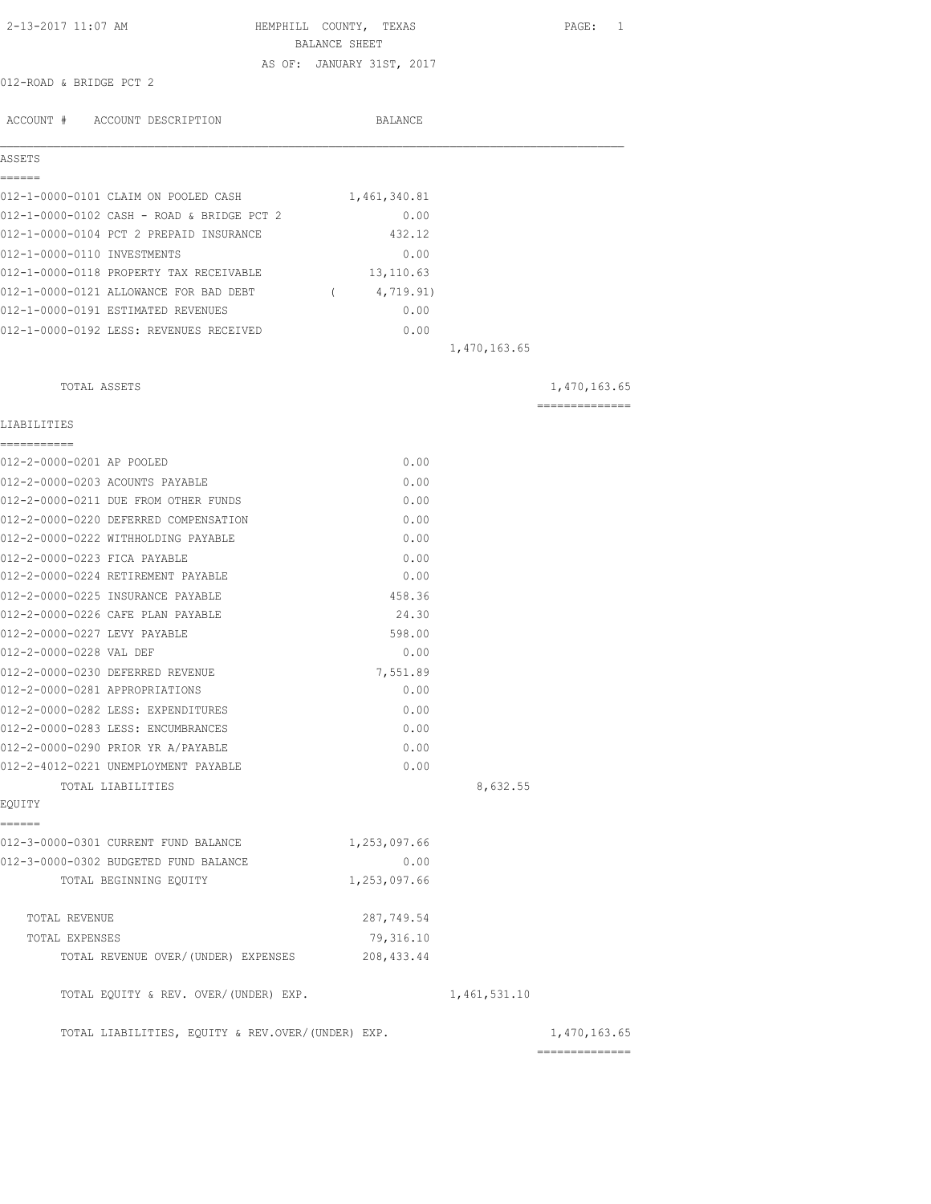2-13-2017 11:07 AM

# HEMPHILL COUNTY, TEXAS
## BALANCE SHEET
AS OF: JANUARY 31ST, 2017

012-ROAD & BRIDGE PCT 2

| ACCOUNT # ACCOUNT DESCRIPTION | BALANCE | | |
|---|---|---|---|
| **ASSETS** | | | |
| 012-1-0000-0101 CLAIM ON POOLED CASH | 1,461,340.81 | | |
| 012-1-0000-0102 CASH - ROAD & BRIDGE PCT 2 | 0.00 | | |
| 012-1-0000-0104 PCT 2 PREPAID INSURANCE | 432.12 | | |
| 012-1-0000-0110 INVESTMENTS | 0.00 | | |
| 012-1-0000-0118 PROPERTY TAX RECEIVABLE | 13,110.63 | | |
| 012-1-0000-0121 ALLOWANCE FOR BAD DEBT | ( 4,719.91) | | |
| 012-1-0000-0191 ESTIMATED REVENUES | 0.00 | | |
| 012-1-0000-0192 LESS: REVENUES RECEIVED | 0.00 | | |
| | | 1,470,163.65 | |
| TOTAL ASSETS | | | 1,470,163.65 |
| **LIABILITIES** | | | |
| 012-2-0000-0201 AP POOLED | 0.00 | | |
| 012-2-0000-0203 ACOUNTS PAYABLE | 0.00 | | |
| 012-2-0000-0211 DUE FROM OTHER FUNDS | 0.00 | | |
| 012-2-0000-0220 DEFERRED COMPENSATION | 0.00 | | |
| 012-2-0000-0222 WITHHOLDING PAYABLE | 0.00 | | |
| 012-2-0000-0223 FICA PAYABLE | 0.00 | | |
| 012-2-0000-0224 RETIREMENT PAYABLE | 0.00 | | |
| 012-2-0000-0225 INSURANCE PAYABLE | 458.36 | | |
| 012-2-0000-0226 CAFE PLAN PAYABLE | 24.30 | | |
| 012-2-0000-0227 LEVY PAYABLE | 598.00 | | |
| 012-2-0000-0228 VAL DEF | 0.00 | | |
| 012-2-0000-0230 DEFERRED REVENUE | 7,551.89 | | |
| 012-2-0000-0281 APPROPRIATIONS | 0.00 | | |
| 012-2-0000-0282 LESS: EXPENDITURES | 0.00 | | |
| 012-2-0000-0283 LESS: ENCUMBRANCES | 0.00 | | |
| 012-2-0000-0290 PRIOR YR A/PAYABLE | 0.00 | | |
| 012-2-4012-0221 UNEMPLOYMENT PAYABLE | 0.00 | | |
| TOTAL LIABILITIES | | 8,632.55 | |
| **EQUITY** | | | |
| 012-3-0000-0301 CURRENT FUND BALANCE | 1,253,097.66 | | |
| 012-3-0000-0302 BUDGETED FUND BALANCE | 0.00 | | |
| TOTAL BEGINNING EQUITY | 1,253,097.66 | | |
| TOTAL REVENUE | 287,749.54 | | |
| TOTAL EXPENSES | 79,316.10 | | |
| TOTAL REVENUE OVER/(UNDER) EXPENSES | 208,433.44 | | |
| TOTAL EQUITY & REV. OVER/(UNDER) EXP. | | 1,461,531.10 | |
| TOTAL LIABILITIES, EQUITY & REV.OVER/(UNDER) EXP. | | | 1,470,163.65 |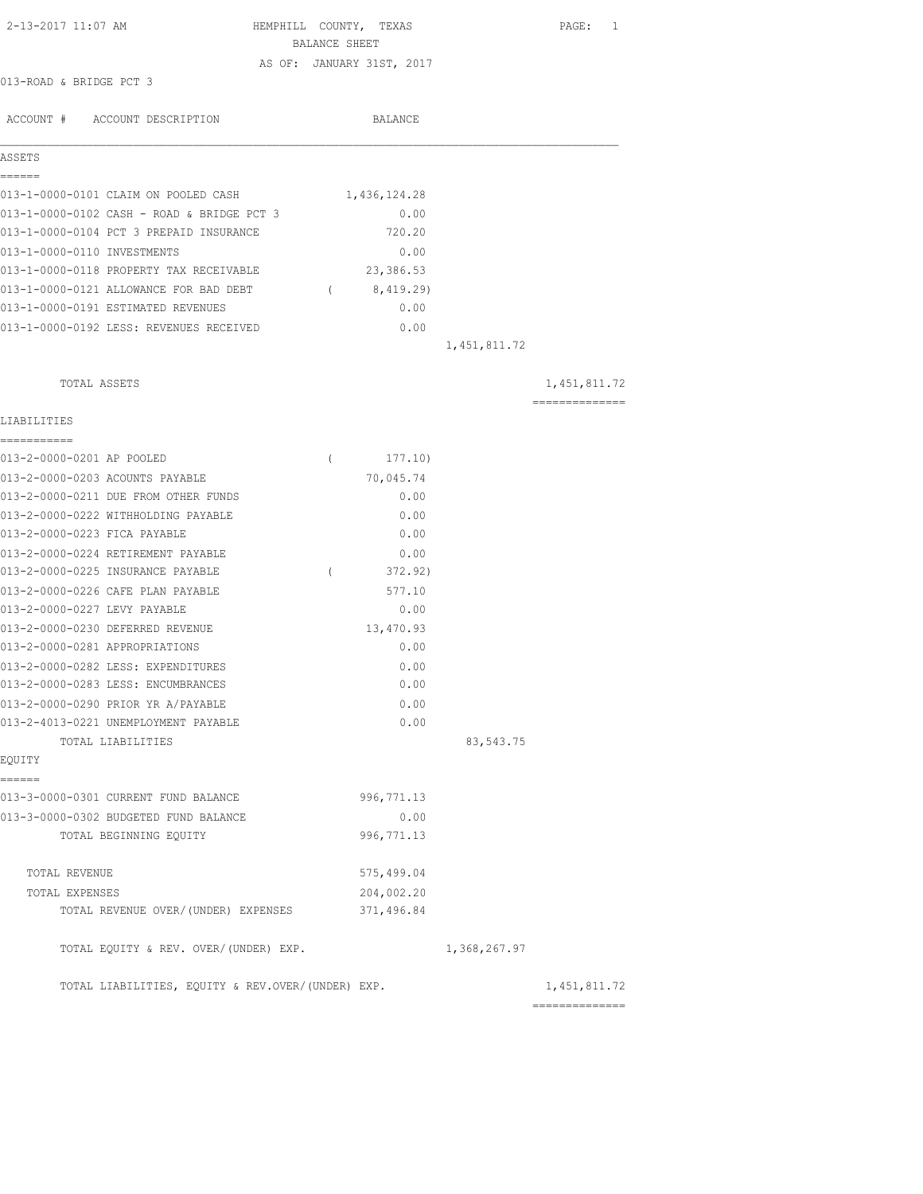2-13-2017 11:07 AM

# HEMPHILL COUNTY, TEXAS
## BALANCE SHEET
### AS OF: JANUARY 31ST, 2017

013-ROAD & BRIDGE PCT 3

| ACCOUNT # | ACCOUNT DESCRIPTION | BALANCE | | |
|---|---|---|---|---|
| **ASSETS** | | | | |
| 013-1-0000-0101 | CLAIM ON POOLED CASH | 1,436,124.28 | | |
| 013-1-0000-0102 | CASH - ROAD & BRIDGE PCT 3 | 0.00 | | |
| 013-1-0000-0104 | PCT 3 PREPAID INSURANCE | 720.20 | | |
| 013-1-0000-0110 | INVESTMENTS | 0.00 | | |
| 013-1-0000-0118 | PROPERTY TAX RECEIVABLE | 23,386.53 | | |
| 013-1-0000-0121 | ALLOWANCE FOR BAD DEBT | ( 8,419.29) | | |
| 013-1-0000-0191 | ESTIMATED REVENUES | 0.00 | | |
| 013-1-0000-0192 | LESS: REVENUES RECEIVED | 0.00 | | |
| | | | 1,451,811.72 | |
| | TOTAL ASSETS | | | 1,451,811.72 |
| **LIABILITIES** | | | | |
| 013-2-0000-0201 | AP POOLED | ( 177.10) | | |
| 013-2-0000-0203 | ACOUNTS PAYABLE | 70,045.74 | | |
| 013-2-0000-0211 | DUE FROM OTHER FUNDS | 0.00 | | |
| 013-2-0000-0222 | WITHHOLDING PAYABLE | 0.00 | | |
| 013-2-0000-0223 | FICA PAYABLE | 0.00 | | |
| 013-2-0000-0224 | RETIREMENT PAYABLE | 0.00 | | |
| 013-2-0000-0225 | INSURANCE PAYABLE | ( 372.92) | | |
| 013-2-0000-0226 | CAFE PLAN PAYABLE | 577.10 | | |
| 013-2-0000-0227 | LEVY PAYABLE | 0.00 | | |
| 013-2-0000-0230 | DEFERRED REVENUE | 13,470.93 | | |
| 013-2-0000-0281 | APPROPRIATIONS | 0.00 | | |
| 013-2-0000-0282 | LESS: EXPENDITURES | 0.00 | | |
| 013-2-0000-0283 | LESS: ENCUMBRANCES | 0.00 | | |
| 013-2-0000-0290 | PRIOR YR A/PAYABLE | 0.00 | | |
| 013-2-4013-0221 | UNEMPLOYMENT PAYABLE | 0.00 | | |
| | TOTAL LIABILITIES | | 83,543.75 | |
| **EQUITY** | | | | |
| 013-3-0000-0301 | CURRENT FUND BALANCE | 996,771.13 | | |
| 013-3-0000-0302 | BUDGETED FUND BALANCE | 0.00 | | |
| | TOTAL BEGINNING EQUITY | 996,771.13 | | |
| | TOTAL REVENUE | 575,499.04 | | |
| | TOTAL EXPENSES | 204,002.20 | | |
| | TOTAL REVENUE OVER/(UNDER) EXPENSES | 371,496.84 | | |
| | TOTAL EQUITY & REV. OVER/(UNDER) EXP. | | 1,368,267.97 | |
| | TOTAL LIABILITIES, EQUITY & REV.OVER/(UNDER) EXP. | | | 1,451,811.72 |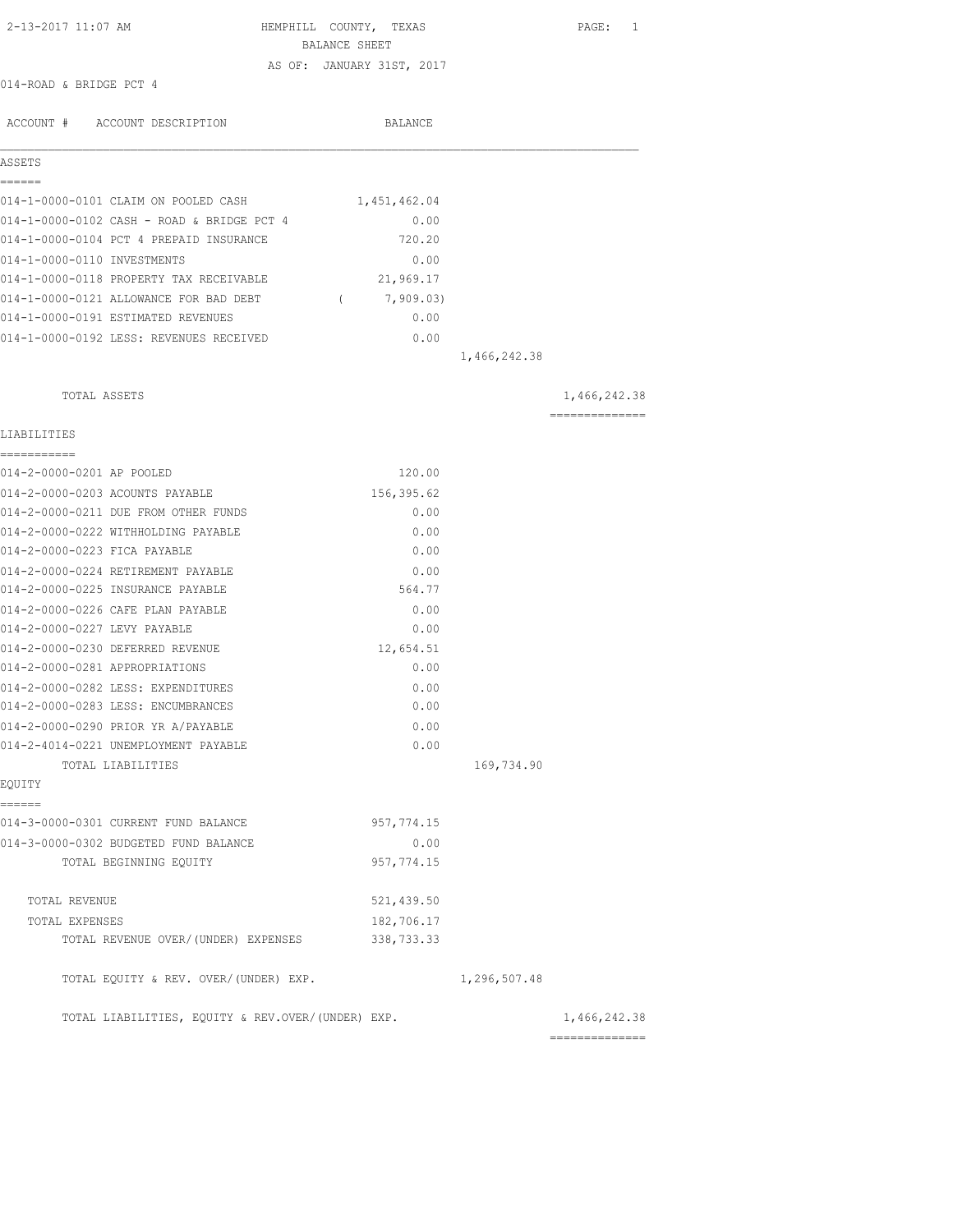HEMPHILL COUNTY, TEXAS
BALANCE SHEET
AS OF: JANUARY 31ST, 2017

2-13-2017 11:07 AM

014-ROAD & BRIDGE PCT 4

| ACCOUNT # | ACCOUNT DESCRIPTION | BALANCE | | |
|---|---|---|---|---|
| **ASSETS** | | | | |
| 014-1-0000-0101 | CLAIM ON POOLED CASH | 1,451,462.04 | | |
| 014-1-0000-0102 | CASH - ROAD & BRIDGE PCT 4 | 0.00 | | |
| 014-1-0000-0104 | PCT 4 PREPAID INSURANCE | 720.20 | | |
| 014-1-0000-0110 | INVESTMENTS | 0.00 | | |
| 014-1-0000-0118 | PROPERTY TAX RECEIVABLE | 21,969.17 | | |
| 014-1-0000-0121 | ALLOWANCE FOR BAD DEBT | ( 7,909.03) | | |
| 014-1-0000-0191 | ESTIMATED REVENUES | 0.00 | | |
| 014-1-0000-0192 | LESS: REVENUES RECEIVED | 0.00 | | |
| | | | 1,466,242.38 | |
| | TOTAL ASSETS | | | 1,466,242.38 |
| **LIABILITIES** | | | | |
| 014-2-0000-0201 | AP POOLED | 120.00 | | |
| 014-2-0000-0203 | ACOUNTS PAYABLE | 156,395.62 | | |
| 014-2-0000-0211 | DUE FROM OTHER FUNDS | 0.00 | | |
| 014-2-0000-0222 | WITHHOLDING PAYABLE | 0.00 | | |
| 014-2-0000-0223 | FICA PAYABLE | 0.00 | | |
| 014-2-0000-0224 | RETIREMENT PAYABLE | 0.00 | | |
| 014-2-0000-0225 | INSURANCE PAYABLE | 564.77 | | |
| 014-2-0000-0226 | CAFE PLAN PAYABLE | 0.00 | | |
| 014-2-0000-0227 | LEVY PAYABLE | 0.00 | | |
| 014-2-0000-0230 | DEFERRED REVENUE | 12,654.51 | | |
| 014-2-0000-0281 | APPROPRIATIONS | 0.00 | | |
| 014-2-0000-0282 | LESS: EXPENDITURES | 0.00 | | |
| 014-2-0000-0283 | LESS: ENCUMBRANCES | 0.00 | | |
| 014-2-0000-0290 | PRIOR YR A/PAYABLE | 0.00 | | |
| 014-2-4014-0221 | UNEMPLOYMENT PAYABLE | 0.00 | | |
| | TOTAL LIABILITIES | | 169,734.90 | |
| **EQUITY** | | | | |
| 014-3-0000-0301 | CURRENT FUND BALANCE | 957,774.15 | | |
| 014-3-0000-0302 | BUDGETED FUND BALANCE | 0.00 | | |
| | TOTAL BEGINNING EQUITY | 957,774.15 | | |
| | TOTAL REVENUE | 521,439.50 | | |
| | TOTAL EXPENSES | 182,706.17 | | |
| | TOTAL REVENUE OVER/(UNDER) EXPENSES | 338,733.33 | | |
| | TOTAL EQUITY & REV. OVER/(UNDER) EXP. | | 1,296,507.48 | |
| | TOTAL LIABILITIES, EQUITY & REV.OVER/(UNDER) EXP. | | | 1,466,242.38 |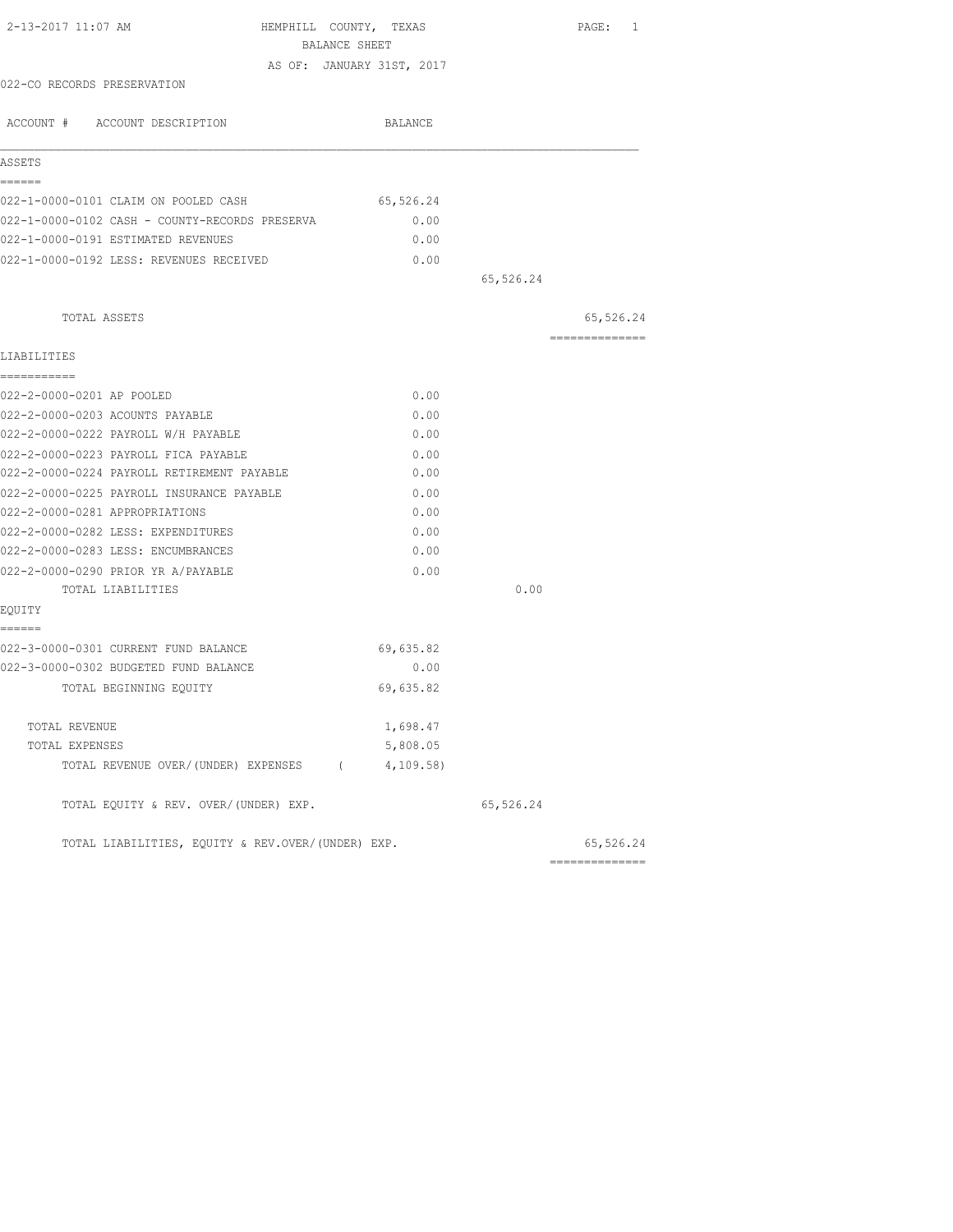2-13-2017 11:07 AM

# HEMPHILL COUNTY, TEXAS

## BALANCE SHEET

AS OF: JANUARY 31ST, 2017

022-CO RECORDS PRESERVATION

| ACCOUNT # ACCOUNT DESCRIPTION | BALANCE | | |
|---|---|---|---|
| **ASSETS** | | | |
| 022-1-0000-0101 CLAIM ON POOLED CASH | 65,526.24 | | |
| 022-1-0000-0102 CASH - COUNTY-RECORDS PRESERVA | 0.00 | | |
| 022-1-0000-0191 ESTIMATED REVENUES | 0.00 | | |
| 022-1-0000-0192 LESS: REVENUES RECEIVED | 0.00 | | |
| | | 65,526.24 | |
| TOTAL ASSETS | | | 65,526.24 |
| **LIABILITIES** | | | |
| 022-2-0000-0201 AP POOLED | 0.00 | | |
| 022-2-0000-0203 ACOUNTS PAYABLE | 0.00 | | |
| 022-2-0000-0222 PAYROLL W/H PAYABLE | 0.00 | | |
| 022-2-0000-0223 PAYROLL FICA PAYABLE | 0.00 | | |
| 022-2-0000-0224 PAYROLL RETIREMENT PAYABLE | 0.00 | | |
| 022-2-0000-0225 PAYROLL INSURANCE PAYABLE | 0.00 | | |
| 022-2-0000-0281 APPROPRIATIONS | 0.00 | | |
| 022-2-0000-0282 LESS: EXPENDITURES | 0.00 | | |
| 022-2-0000-0283 LESS: ENCUMBRANCES | 0.00 | | |
| 022-2-0000-0290 PRIOR YR A/PAYABLE | 0.00 | | |
| TOTAL LIABILITIES | | 0.00 | |
| **EQUITY** | | | |
| 022-3-0000-0301 CURRENT FUND BALANCE | 69,635.82 | | |
| 022-3-0000-0302 BUDGETED FUND BALANCE | 0.00 | | |
| TOTAL BEGINNING EQUITY | 69,635.82 | | |
| TOTAL REVENUE | 1,698.47 | | |
| TOTAL EXPENSES | 5,808.05 | | |
| TOTAL REVENUE OVER/(UNDER) EXPENSES | ( 4,109.58) | | |
| TOTAL EQUITY & REV. OVER/(UNDER) EXP. | | 65,526.24 | |
| TOTAL LIABILITIES, EQUITY & REV.OVER/(UNDER) EXP. | | | 65,526.24 |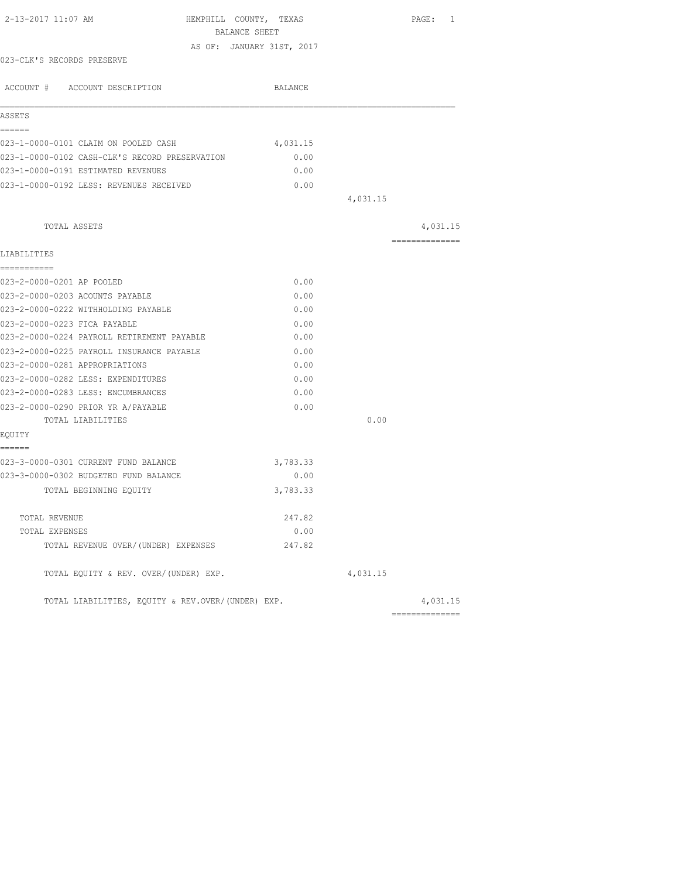2-13-2017 11:07 AM

HEMPHILL COUNTY, TEXAS
BALANCE SHEET
AS OF: JANUARY 31ST, 2017

023-CLK'S RECORDS PRESERVE

| ACCOUNT # ACCOUNT DESCRIPTION | BALANCE | | |
|---|---|---|---|
| **ASSETS** | | | |
| 023-1-0000-0101 CLAIM ON POOLED CASH | 4,031.15 | | |
| 023-1-0000-0102 CASH-CLK'S RECORD PRESERVATION | 0.00 | | |
| 023-1-0000-0191 ESTIMATED REVENUES | 0.00 | | |
| 023-1-0000-0192 LESS: REVENUES RECEIVED | 0.00 | | |
| | | 4,031.15 | |
| TOTAL ASSETS | | | 4,031.15 |
| **LIABILITIES** | | | |
| 023-2-0000-0201 AP POOLED | 0.00 | | |
| 023-2-0000-0203 ACOUNTS PAYABLE | 0.00 | | |
| 023-2-0000-0222 WITHHOLDING PAYABLE | 0.00 | | |
| 023-2-0000-0223 FICA PAYABLE | 0.00 | | |
| 023-2-0000-0224 PAYROLL RETIREMENT PAYABLE | 0.00 | | |
| 023-2-0000-0225 PAYROLL INSURANCE PAYABLE | 0.00 | | |
| 023-2-0000-0281 APPROPRIATIONS | 0.00 | | |
| 023-2-0000-0282 LESS: EXPENDITURES | 0.00 | | |
| 023-2-0000-0283 LESS: ENCUMBRANCES | 0.00 | | |
| 023-2-0000-0290 PRIOR YR A/PAYABLE | 0.00 | | |
| TOTAL LIABILITIES | | 0.00 | |
| **EQUITY** | | | |
| 023-3-0000-0301 CURRENT FUND BALANCE | 3,783.33 | | |
| 023-3-0000-0302 BUDGETED FUND BALANCE | 0.00 | | |
| TOTAL BEGINNING EQUITY | 3,783.33 | | |
| TOTAL REVENUE | 247.82 | | |
| TOTAL EXPENSES | 0.00 | | |
| TOTAL REVENUE OVER/(UNDER) EXPENSES | 247.82 | | |
| TOTAL EQUITY & REV. OVER/(UNDER) EXP. | | 4,031.15 | |
| TOTAL LIABILITIES, EQUITY & REV.OVER/(UNDER) EXP. | | | 4,031.15 |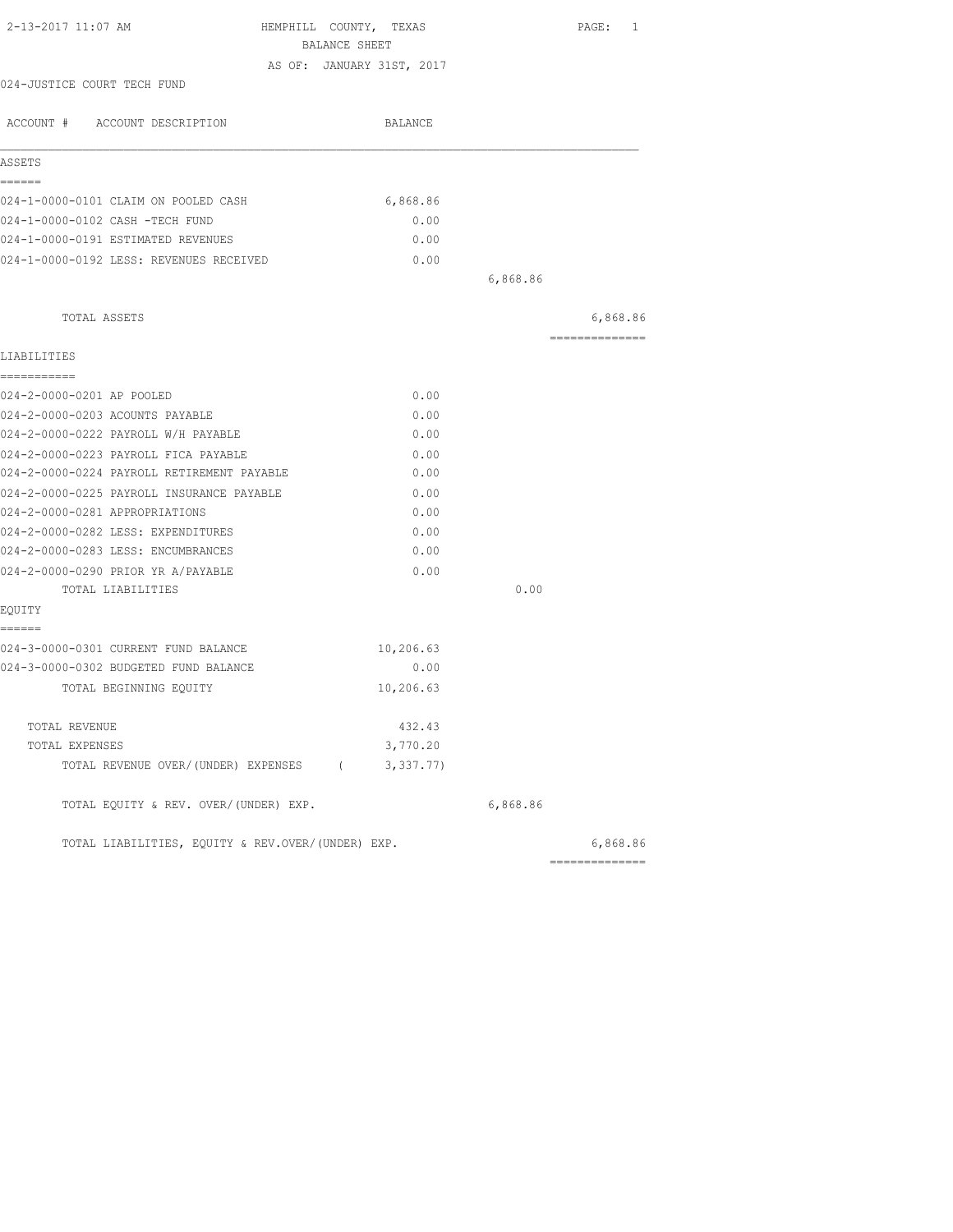2-13-2017 11:07 AM

# HEMPHILL COUNTY, TEXAS
## BALANCE SHEET
AS OF: JANUARY 31ST, 2017

024-JUSTICE COURT TECH FUND

| ACCOUNT # ACCOUNT DESCRIPTION | BALANCE | | |
|---|---|---|---|
| **ASSETS** | | | |
| 024-1-0000-0101 CLAIM ON POOLED CASH | 6,868.86 | | |
| 024-1-0000-0102 CASH -TECH FUND | 0.00 | | |
| 024-1-0000-0191 ESTIMATED REVENUES | 0.00 | | |
| 024-1-0000-0192 LESS: REVENUES RECEIVED | 0.00 | | |
| | | 6,868.86 | |
| TOTAL ASSETS | | | 6,868.86 |
| **LIABILITIES** | | | |
| 024-2-0000-0201 AP POOLED | 0.00 | | |
| 024-2-0000-0203 ACOUNTS PAYABLE | 0.00 | | |
| 024-2-0000-0222 PAYROLL W/H PAYABLE | 0.00 | | |
| 024-2-0000-0223 PAYROLL FICA PAYABLE | 0.00 | | |
| 024-2-0000-0224 PAYROLL RETIREMENT PAYABLE | 0.00 | | |
| 024-2-0000-0225 PAYROLL INSURANCE PAYABLE | 0.00 | | |
| 024-2-0000-0281 APPROPRIATIONS | 0.00 | | |
| 024-2-0000-0282 LESS: EXPENDITURES | 0.00 | | |
| 024-2-0000-0283 LESS: ENCUMBRANCES | 0.00 | | |
| 024-2-0000-0290 PRIOR YR A/PAYABLE | 0.00 | | |
| TOTAL LIABILITIES | | 0.00 | |
| **EQUITY** | | | |
| 024-3-0000-0301 CURRENT FUND BALANCE | 10,206.63 | | |
| 024-3-0000-0302 BUDGETED FUND BALANCE | 0.00 | | |
| TOTAL BEGINNING EQUITY | 10,206.63 | | |
| TOTAL REVENUE | 432.43 | | |
| TOTAL EXPENSES | 3,770.20 | | |
| TOTAL REVENUE OVER/(UNDER) EXPENSES | ( 3,337.77) | | |
| TOTAL EQUITY & REV. OVER/(UNDER) EXP. | | 6,868.86 | |
| TOTAL LIABILITIES, EQUITY & REV.OVER/(UNDER) EXP. | | | 6,868.86 |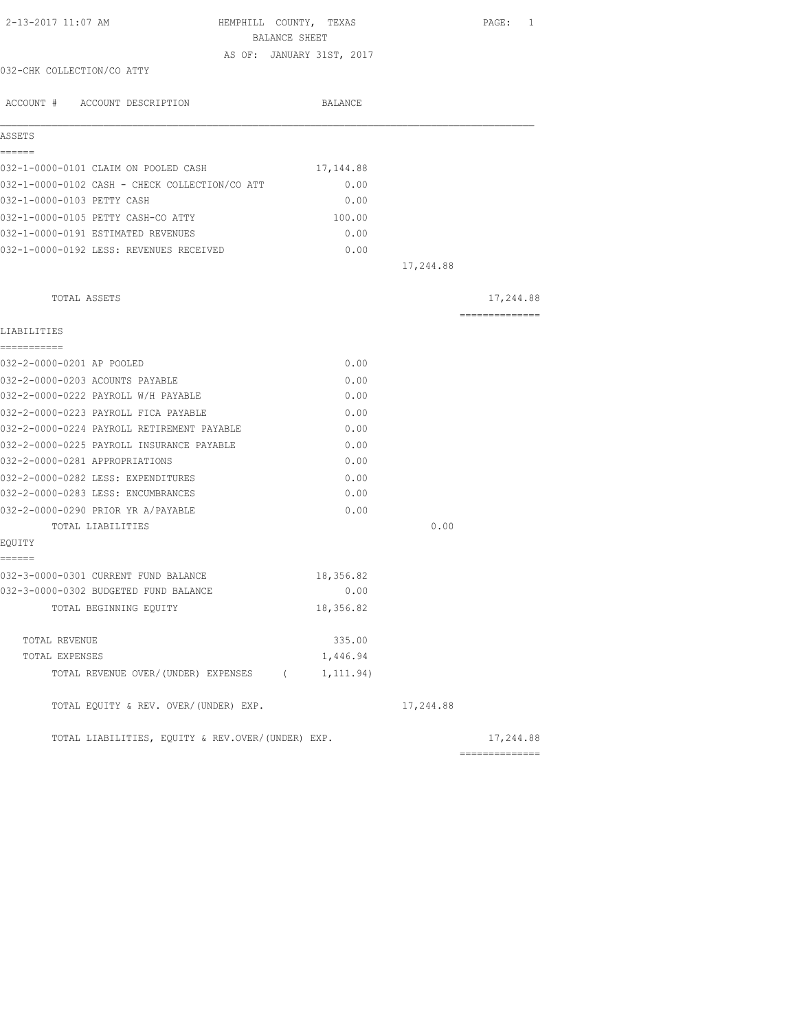HEMPHILL COUNTY, TEXAS

BALANCE SHEET

AS OF: JANUARY 31ST, 2017

032-CHK COLLECTION/CO ATTY

| ACCOUNT # ACCOUNT DESCRIPTION | BALANCE | | |
|---|---|---|---|
| **ASSETS** | | | |
| 032-1-0000-0101 CLAIM ON POOLED CASH | 17,144.88 | | |
| 032-1-0000-0102 CASH - CHECK COLLECTION/CO ATT | 0.00 | | |
| 032-1-0000-0103 PETTY CASH | 0.00 | | |
| 032-1-0000-0105 PETTY CASH-CO ATTY | 100.00 | | |
| 032-1-0000-0191 ESTIMATED REVENUES | 0.00 | | |
| 032-1-0000-0192 LESS: REVENUES RECEIVED | 0.00 | | |
| | | 17,244.88 | |
| TOTAL ASSETS | | | 17,244.88 |
| **LIABILITIES** | | | |
| 032-2-0000-0201 AP POOLED | 0.00 | | |
| 032-2-0000-0203 ACOUNTS PAYABLE | 0.00 | | |
| 032-2-0000-0222 PAYROLL W/H PAYABLE | 0.00 | | |
| 032-2-0000-0223 PAYROLL FICA PAYABLE | 0.00 | | |
| 032-2-0000-0224 PAYROLL RETIREMENT PAYABLE | 0.00 | | |
| 032-2-0000-0225 PAYROLL INSURANCE PAYABLE | 0.00 | | |
| 032-2-0000-0281 APPROPRIATIONS | 0.00 | | |
| 032-2-0000-0282 LESS: EXPENDITURES | 0.00 | | |
| 032-2-0000-0283 LESS: ENCUMBRANCES | 0.00 | | |
| 032-2-0000-0290 PRIOR YR A/PAYABLE | 0.00 | | |
| TOTAL LIABILITIES | | 0.00 | |
| **EQUITY** | | | |
| 032-3-0000-0301 CURRENT FUND BALANCE | 18,356.82 | | |
| 032-3-0000-0302 BUDGETED FUND BALANCE | 0.00 | | |
| TOTAL BEGINNING EQUITY | 18,356.82 | | |
| TOTAL REVENUE | 335.00 | | |
| TOTAL EXPENSES | 1,446.94 | | |
| TOTAL REVENUE OVER/(UNDER) EXPENSES | ( 1,111.94) | | |
| TOTAL EQUITY & REV. OVER/(UNDER) EXP. | | 17,244.88 | |
| TOTAL LIABILITIES, EQUITY & REV.OVER/(UNDER) EXP. | | | 17,244.88 |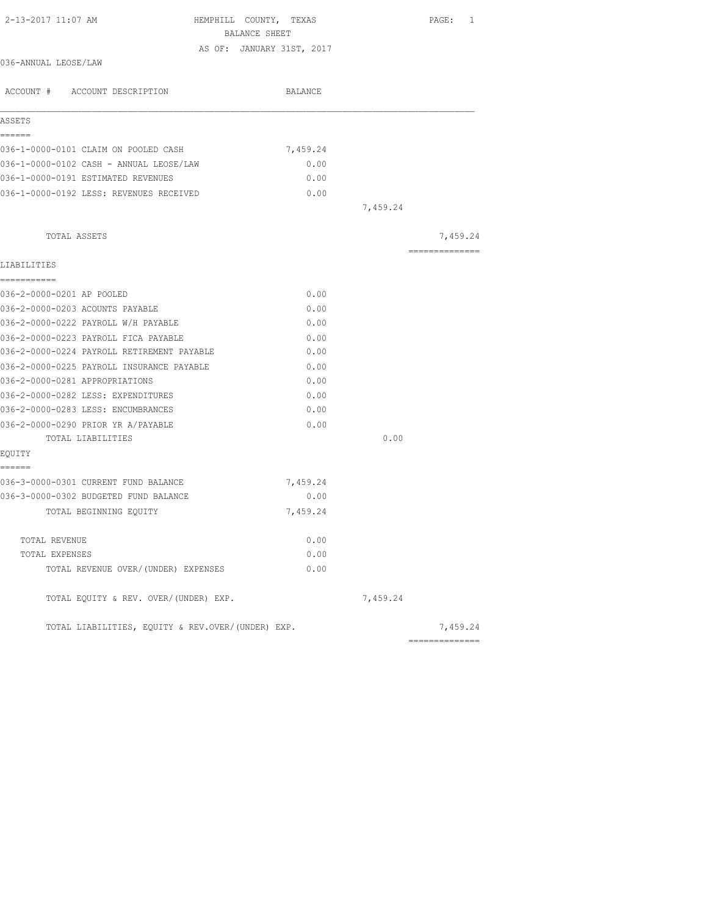HEMPHILL COUNTY, TEXAS
BALANCE SHEET
AS OF: JANUARY 31ST, 2017

036-ANNUAL LEOSE/LAW

| ACCOUNT # ACCOUNT DESCRIPTION | BALANCE | | |
|---|---|---|---|
| **ASSETS** | | | |
| 036-1-0000-0101 CLAIM ON POOLED CASH | 7,459.24 | | |
| 036-1-0000-0102 CASH - ANNUAL LEOSE/LAW | 0.00 | | |
| 036-1-0000-0191 ESTIMATED REVENUES | 0.00 | | |
| 036-1-0000-0192 LESS: REVENUES RECEIVED | 0.00 | | |
| | | 7,459.24 | |
| TOTAL ASSETS | | | 7,459.24 |
| **LIABILITIES** | | | |
| 036-2-0000-0201 AP POOLED | 0.00 | | |
| 036-2-0000-0203 ACOUNTS PAYABLE | 0.00 | | |
| 036-2-0000-0222 PAYROLL W/H PAYABLE | 0.00 | | |
| 036-2-0000-0223 PAYROLL FICA PAYABLE | 0.00 | | |
| 036-2-0000-0224 PAYROLL RETIREMENT PAYABLE | 0.00 | | |
| 036-2-0000-0225 PAYROLL INSURANCE PAYABLE | 0.00 | | |
| 036-2-0000-0281 APPROPRIATIONS | 0.00 | | |
| 036-2-0000-0282 LESS: EXPENDITURES | 0.00 | | |
| 036-2-0000-0283 LESS: ENCUMBRANCES | 0.00 | | |
| 036-2-0000-0290 PRIOR YR A/PAYABLE | 0.00 | | |
| TOTAL LIABILITIES | | 0.00 | |
| **EQUITY** | | | |
| 036-3-0000-0301 CURRENT FUND BALANCE | 7,459.24 | | |
| 036-3-0000-0302 BUDGETED FUND BALANCE | 0.00 | | |
| TOTAL BEGINNING EQUITY | 7,459.24 | | |
| TOTAL REVENUE | 0.00 | | |
| TOTAL EXPENSES | 0.00 | | |
| TOTAL REVENUE OVER/(UNDER) EXPENSES | 0.00 | | |
| TOTAL EQUITY & REV. OVER/(UNDER) EXP. | | 7,459.24 | |
| TOTAL LIABILITIES, EQUITY & REV.OVER/(UNDER) EXP. | | | 7,459.24 |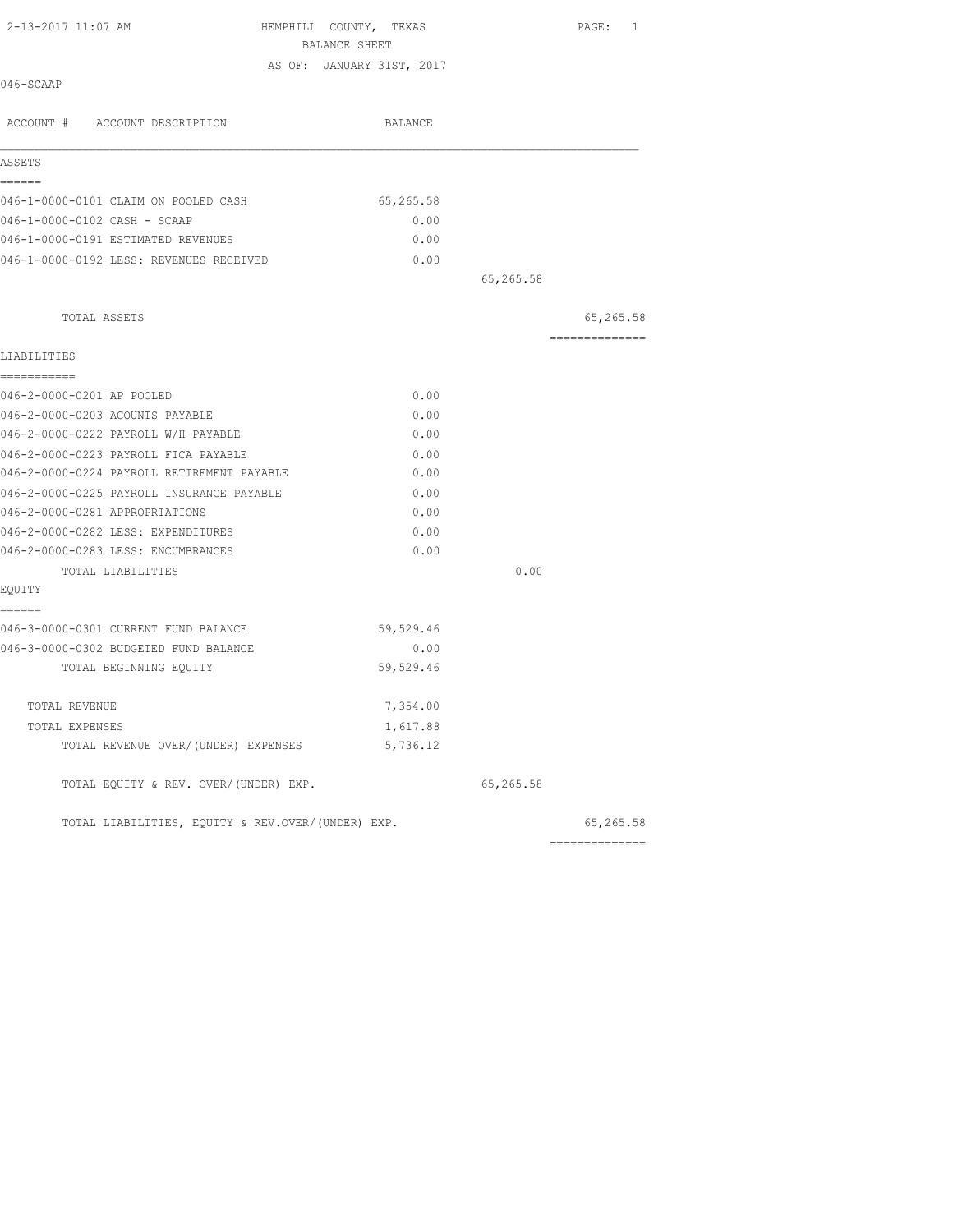2-13-2017 11:07 AM

# HEMPHILL COUNTY, TEXAS
## BALANCE SHEET
AS OF: JANUARY 31ST, 2017

046-SCAAP

| ACCOUNT # ACCOUNT DESCRIPTION | BALANCE | | |
|---|---|---|---|
| **ASSETS** | | | |
| 046-1-0000-0101 CLAIM ON POOLED CASH | 65,265.58 | | |
| 046-1-0000-0102 CASH - SCAAP | 0.00 | | |
| 046-1-0000-0191 ESTIMATED REVENUES | 0.00 | | |
| 046-1-0000-0192 LESS: REVENUES RECEIVED | 0.00 | | |
| | | 65,265.58 | |
| TOTAL ASSETS | | | 65,265.58 |
| **LIABILITIES** | | | |
| 046-2-0000-0201 AP POOLED | 0.00 | | |
| 046-2-0000-0203 ACOUNTS PAYABLE | 0.00 | | |
| 046-2-0000-0222 PAYROLL W/H PAYABLE | 0.00 | | |
| 046-2-0000-0223 PAYROLL FICA PAYABLE | 0.00 | | |
| 046-2-0000-0224 PAYROLL RETIREMENT PAYABLE | 0.00 | | |
| 046-2-0000-0225 PAYROLL INSURANCE PAYABLE | 0.00 | | |
| 046-2-0000-0281 APPROPRIATIONS | 0.00 | | |
| 046-2-0000-0282 LESS: EXPENDITURES | 0.00 | | |
| 046-2-0000-0283 LESS: ENCUMBRANCES | 0.00 | | |
| TOTAL LIABILITIES | | 0.00 | |
| **EQUITY** | | | |
| 046-3-0000-0301 CURRENT FUND BALANCE | 59,529.46 | | |
| 046-3-0000-0302 BUDGETED FUND BALANCE | 0.00 | | |
| TOTAL BEGINNING EQUITY | 59,529.46 | | |
| TOTAL REVENUE | 7,354.00 | | |
| TOTAL EXPENSES | 1,617.88 | | |
| TOTAL REVENUE OVER/(UNDER) EXPENSES | 5,736.12 | | |
| TOTAL EQUITY & REV. OVER/(UNDER) EXP. | | 65,265.58 | |
| TOTAL LIABILITIES, EQUITY & REV.OVER/(UNDER) EXP. | | | 65,265.58 |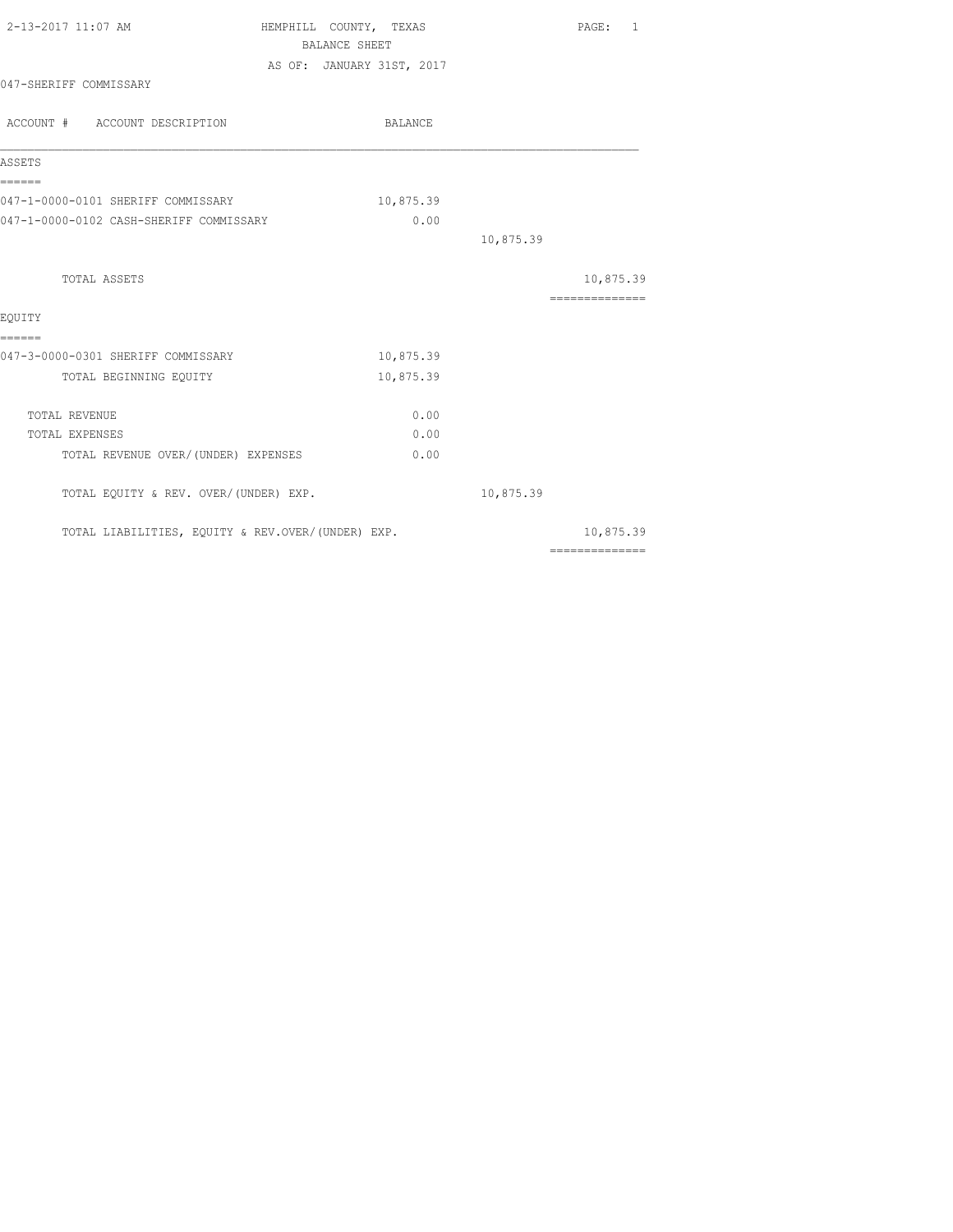2-13-2017 11:07 AM

# HEMPHILL COUNTY, TEXAS

## BALANCE SHEET

AS OF: JANUARY 31ST, 2017

047-SHERIFF COMMISSARY

| ACCOUNT # ACCOUNT DESCRIPTION | BALANCE | | |
|---|---|---|---|
| **ASSETS** | | | |
| 047-1-0000-0101 SHERIFF COMMISSARY | 10,875.39 | | |
| 047-1-0000-0102 CASH-SHERIFF COMMISSARY | 0.00 | | |
| | | 10,875.39 | |
| TOTAL ASSETS | | | 10,875.39 |
| **EQUITY** | | | |
| 047-3-0000-0301 SHERIFF COMMISSARY | 10,875.39 | | |
| TOTAL BEGINNING EQUITY | 10,875.39 | | |
| TOTAL REVENUE | 0.00 | | |
| TOTAL EXPENSES | 0.00 | | |
| TOTAL REVENUE OVER/(UNDER) EXPENSES | 0.00 | | |
| TOTAL EQUITY & REV. OVER/(UNDER) EXP. | | 10,875.39 | |
| TOTAL LIABILITIES, EQUITY & REV.OVER/(UNDER) EXP. | | | 10,875.39 |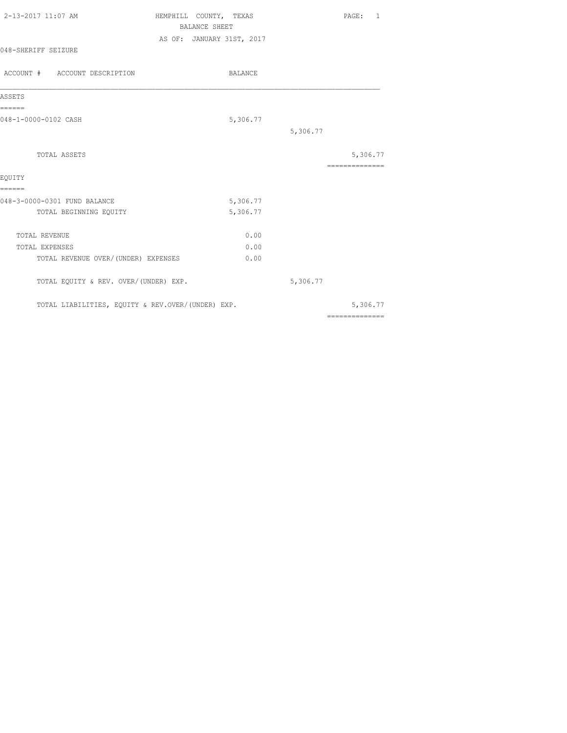2-13-2017 11:07 AM

# HEMPHILL COUNTY, TEXAS

## BALANCE SHEET

AS OF: JANUARY 31ST, 2017

048-SHERIFF SEIZURE

| ACCOUNT # ACCOUNT DESCRIPTION | BALANCE | | |
|---|---|---|---|
| **ASSETS** | | | |
| 048-1-0000-0102 CASH | 5,306.77 | | |
| | | 5,306.77 | |
| TOTAL ASSETS | | | 5,306.77 |
| **EQUITY** | | | |
| 048-3-0000-0301 FUND BALANCE | 5,306.77 | | |
| TOTAL BEGINNING EQUITY | 5,306.77 | | |
| TOTAL REVENUE | 0.00 | | |
| TOTAL EXPENSES | 0.00 | | |
| TOTAL REVENUE OVER/(UNDER) EXPENSES | 0.00 | | |
| TOTAL EQUITY & REV. OVER/(UNDER) EXP. | | 5,306.77 | |
| TOTAL LIABILITIES, EQUITY & REV.OVER/(UNDER) EXP. | | | 5,306.77 |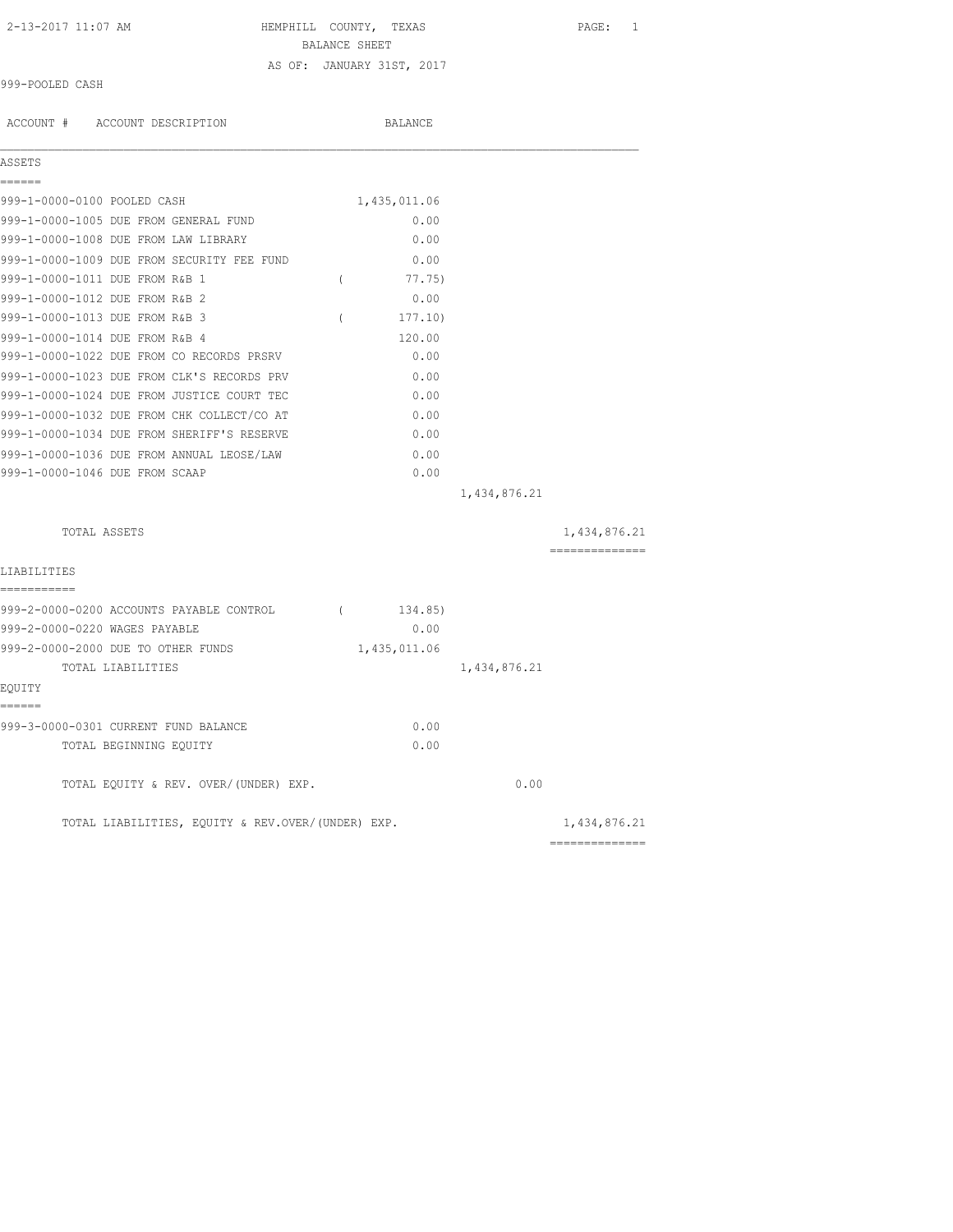HEMPHILL COUNTY, TEXAS

BALANCE SHEET

AS OF: JANUARY 31ST, 2017

999-POOLED CASH

| ACCOUNT # ACCOUNT DESCRIPTION | BALANCE | | |
|---|---|---|---|
| **ASSETS** | | | |
| 999-1-0000-0100 POOLED CASH | 1,435,011.06 | | |
| 999-1-0000-1005 DUE FROM GENERAL FUND | 0.00 | | |
| 999-1-0000-1008 DUE FROM LAW LIBRARY | 0.00 | | |
| 999-1-0000-1009 DUE FROM SECURITY FEE FUND | 0.00 | | |
| 999-1-0000-1011 DUE FROM R&B 1 | ( 77.75) | | |
| 999-1-0000-1012 DUE FROM R&B 2 | 0.00 | | |
| 999-1-0000-1013 DUE FROM R&B 3 | ( 177.10) | | |
| 999-1-0000-1014 DUE FROM R&B 4 | 120.00 | | |
| 999-1-0000-1022 DUE FROM CO RECORDS PRSRV | 0.00 | | |
| 999-1-0000-1023 DUE FROM CLK'S RECORDS PRV | 0.00 | | |
| 999-1-0000-1024 DUE FROM JUSTICE COURT TEC | 0.00 | | |
| 999-1-0000-1032 DUE FROM CHK COLLECT/CO AT | 0.00 | | |
| 999-1-0000-1034 DUE FROM SHERIFF'S RESERVE | 0.00 | | |
| 999-1-0000-1036 DUE FROM ANNUAL LEOSE/LAW | 0.00 | | |
| 999-1-0000-1046 DUE FROM SCAAP | 0.00 | | |
| | | 1,434,876.21 | |
| TOTAL ASSETS | | | 1,434,876.21 |
| **LIABILITIES** | | | |
| 999-2-0000-0200 ACCOUNTS PAYABLE CONTROL | ( 134.85) | | |
| 999-2-0000-0220 WAGES PAYABLE | 0.00 | | |
| 999-2-0000-2000 DUE TO OTHER FUNDS | 1,435,011.06 | | |
| TOTAL LIABILITIES | | 1,434,876.21 | |
| **EQUITY** | | | |
| 999-3-0000-0301 CURRENT FUND BALANCE | 0.00 | | |
| TOTAL BEGINNING EQUITY | 0.00 | | |
| TOTAL EQUITY & REV. OVER/(UNDER) EXP. | | 0.00 | |
| TOTAL LIABILITIES, EQUITY & REV.OVER/(UNDER) EXP. | | | 1,434,876.21 |